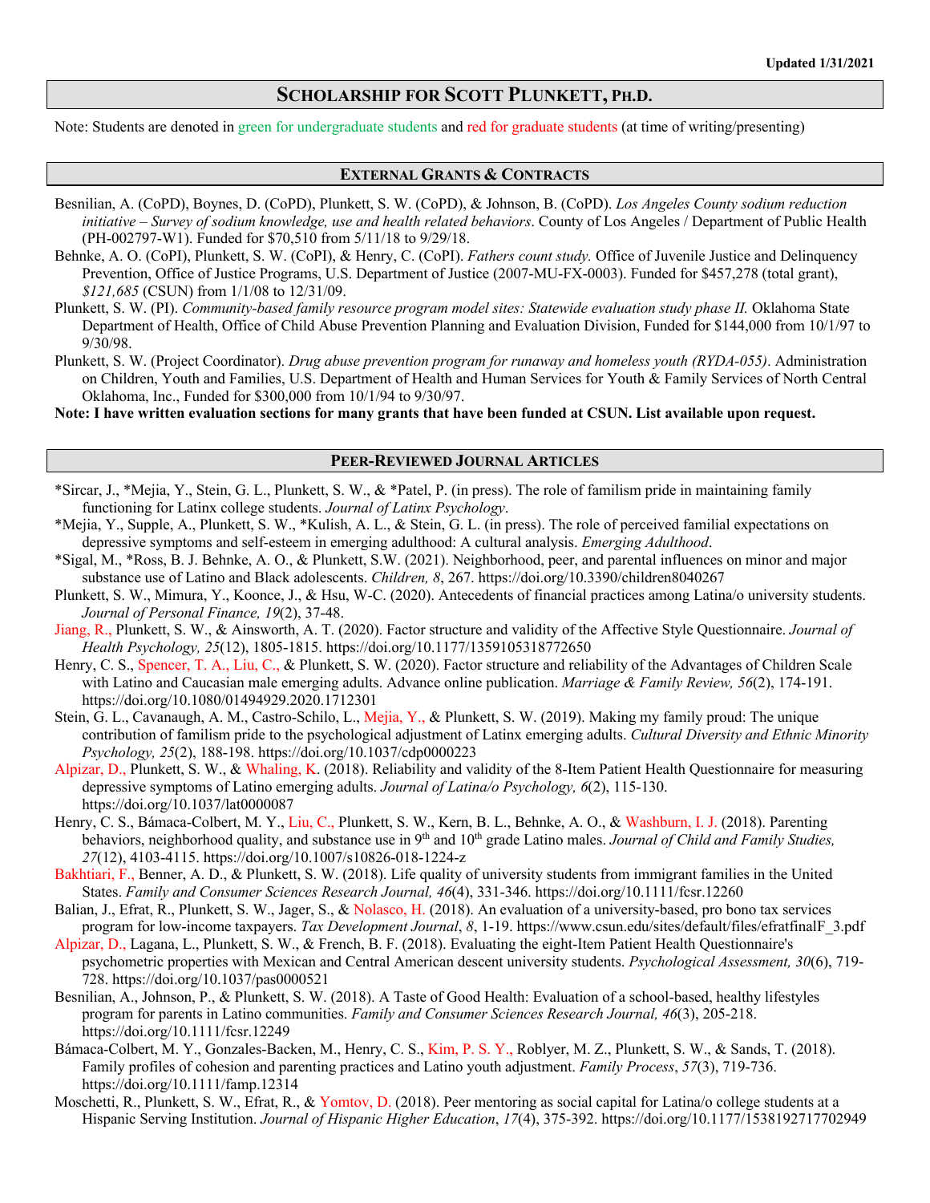Updated 1/31/2021

# Scholarship for Scott Plunkett, Ph.D.

Note: Students are denoted in green for undergraduate students and red for graduate students (at time of writing/presenting)

## External Grants & Contracts

Besnilian, A. (CoPD), Boynes, D. (CoPD), Plunkett, S. W. (CoPD), & Johnson, B. (CoPD). *Los Angeles County sodium reduction initiative – Survey of sodium knowledge, use and health related behaviors*. County of Los Angeles / Department of Public Health (PH-002797-W1). Funded for $70,510 from 5/11/18 to 9/29/18.

Behnke, A. O. (CoPI), Plunkett, S. W. (CoPI), & Henry, C. (CoPI). *Fathers count study.* Office of Juvenile Justice and Delinquency Prevention, Office of Justice Programs, U.S. Department of Justice (2007-MU-FX-0003). Funded for $457,278 (total grant), *$121,685* (CSUN) from 1/1/08 to 12/31/09.

Plunkett, S. W. (PI). *Community-based family resource program model sites: Statewide evaluation study phase II.* Oklahoma State Department of Health, Office of Child Abuse Prevention Planning and Evaluation Division, Funded for $144,000 from 10/1/97 to 9/30/98.

Plunkett, S. W. (Project Coordinator). *Drug abuse prevention program for runaway and homeless youth (RYDA-055)*. Administration on Children, Youth and Families, U.S. Department of Health and Human Services for Youth & Family Services of North Central Oklahoma, Inc., Funded for $300,000 from 10/1/94 to 9/30/97.

**Note: I have written evaluation sections for many grants that have been funded at CSUN. List available upon request.**

## Peer-Reviewed Journal Articles

*Sircar, J., *Mejia, Y., Stein, G. L., Plunkett, S. W., & *Patel, P. (in press). The role of familism pride in maintaining family functioning for Latinx college students. *Journal of Latinx Psychology*.

*Mejia, Y., Supple, A., Plunkett, S. W., *Kulish, A. L., & Stein, G. L. (in press). The role of perceived familial expectations on depressive symptoms and self-esteem in emerging adulthood: A cultural analysis. *Emerging Adulthood*.

*Sigal, M., *Ross, B. J. Behnke, A. O., & Plunkett, S.W. (2021). Neighborhood, peer, and parental influences on minor and major substance use of Latino and Black adolescents. *Children, 8*, 267. https://doi.org/10.3390/children8040267

Plunkett, S. W., Mimura, Y., Koonce, J., & Hsu, W-C. (2020). Antecedents of financial practices among Latina/o university students. *Journal of Personal Finance, 19*(2), 37-48.

Jiang, R., Plunkett, S. W., & Ainsworth, A. T. (2020). Factor structure and validity of the Affective Style Questionnaire. *Journal of Health Psychology, 25*(12), 1805-1815. https://doi.org/10.1177/1359105318772650

Henry, C. S., Spencer, T. A., Liu, C., & Plunkett, S. W. (2020). Factor structure and reliability of the Advantages of Children Scale with Latino and Caucasian male emerging adults. Advance online publication. *Marriage & Family Review, 56*(2), 174-191. https://doi.org/10.1080/01494929.2020.1712301

Stein, G. L., Cavanaugh, A. M., Castro-Schilo, L., Mejia, Y., & Plunkett, S. W. (2019). Making my family proud: The unique contribution of familism pride to the psychological adjustment of Latinx emerging adults. *Cultural Diversity and Ethnic Minority Psychology, 25*(2), 188-198. https://doi.org/10.1037/cdp0000223

Alpizar, D., Plunkett, S. W., & Whaling, K. (2018). Reliability and validity of the 8-Item Patient Health Questionnaire for measuring depressive symptoms of Latino emerging adults. *Journal of Latina/o Psychology, 6*(2), 115-130. https://doi.org/10.1037/lat0000087

Henry, C. S., Bámaca-Colbert, M. Y., Liu, C., Plunkett, S. W., Kern, B. L., Behnke, A. O., & Washburn, I. J. (2018). Parenting behaviors, neighborhood quality, and substance use in 9th and 10th grade Latino males. *Journal of Child and Family Studies, 27*(12), 4103-4115. https://doi.org/10.1007/s10826-018-1224-z

Bakhtiari, F., Benner, A. D., & Plunkett, S. W. (2018). Life quality of university students from immigrant families in the United States. *Family and Consumer Sciences Research Journal, 46*(4), 331-346. https://doi.org/10.1111/fcsr.12260

Balian, J., Efrat, R., Plunkett, S. W., Jager, S., & Nolasco, H. (2018). An evaluation of a university-based, pro bono tax services program for low-income taxpayers. *Tax Development Journal*, *8*, 1-19. https://www.csun.edu/sites/default/files/efratfinalF_3.pdf

Alpizar, D., Lagana, L., Plunkett, S. W., & French, B. F. (2018). Evaluating the eight-Item Patient Health Questionnaire's psychometric properties with Mexican and Central American descent university students. *Psychological Assessment, 30*(6), 719-728. https://doi.org/10.1037/pas0000521

Besnilian, A., Johnson, P., & Plunkett, S. W. (2018). A Taste of Good Health: Evaluation of a school-based, healthy lifestyles program for parents in Latino communities. *Family and Consumer Sciences Research Journal, 46*(3), 205-218. https://doi.org/10.1111/fcsr.12249

Bámaca-Colbert, M. Y., Gonzales-Backen, M., Henry, C. S., Kim, P. S. Y., Roblyer, M. Z., Plunkett, S. W., & Sands, T. (2018). Family profiles of cohesion and parenting practices and Latino youth adjustment. *Family Process*, *57*(3), 719-736. https://doi.org/10.1111/famp.12314

Moschetti, R., Plunkett, S. W., Efrat, R., & Yomtov, D. (2018). Peer mentoring as social capital for Latina/o college students at a Hispanic Serving Institution. *Journal of Hispanic Higher Education*, *17*(4), 375-392. https://doi.org/10.1177/1538192717702949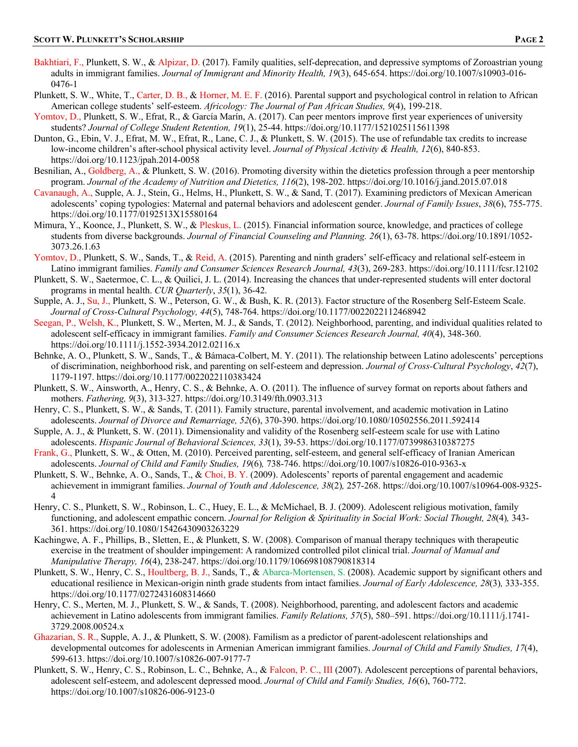Bakhtiari, F., Plunkett, S. W., & Alpizar, D. (2017). Family qualities, self-deprecation, and depressive symptoms of Zoroastrian young adults in immigrant families. *Journal of Immigrant and Minority Health, 19*(3), 645-654. https://doi.org/10.1007/s10903-016-0476-1

Plunkett, S. W., White, T., Carter, D. B., & Horner, M. E. F. (2016). Parental support and psychological control in relation to African American college students' self-esteem. *Africology: The Journal of Pan African Studies, 9*(4), 199-218.

Yomtov, D., Plunkett, S. W., Efrat, R., & García Marín, A. (2017). Can peer mentors improve first year experiences of university students? *Journal of College Student Retention, 19*(1), 25-44. https://doi.org/10.1177/1521025115611398

Dunton, G., Ebin, V. J., Efrat, M. W., Efrat, R., Lane, C. J., & Plunkett, S. W. (2015). The use of refundable tax credits to increase low-income children's after-school physical activity level. *Journal of Physical Activity & Health, 12*(6), 840-853. https://doi.org/10.1123/jpah.2014-0058

Besnilian, A., Goldberg, A., & Plunkett, S. W. (2016). Promoting diversity within the dietetics profession through a peer mentorship program. *Journal of the Academy of Nutrition and Dietetics, 116*(2), 198-202. https://doi.org/10.1016/j.jand.2015.07.018

Cavanaugh, A., Supple, A. J., Stein, G., Helms, H., Plunkett, S. W., & Sand, T. (2017). Examining predictors of Mexican American adolescents' coping typologies: Maternal and paternal behaviors and adolescent gender. *Journal of Family Issues*, *38*(6), 755-775. https://doi.org/10.1177/0192513X15580164

Mimura, Y., Koonce, J., Plunkett, S. W., & Pleskus, L. (2015). Financial information source, knowledge, and practices of college students from diverse backgrounds. *Journal of Financial Counseling and Planning. 26*(1), 63-78. https://doi.org/10.1891/1052-3073.26.1.63

Yomtov, D., Plunkett, S. W., Sands, T., & Reid, A. (2015). Parenting and ninth graders' self-efficacy and relational self-esteem in Latino immigrant families. *Family and Consumer Sciences Research Journal, 43*(3), 269-283. https://doi.org/10.1111/fcsr.12102

Plunkett, S. W., Saetermoe, C. L., & Quilici, J. L. (2014). Increasing the chances that under-represented students will enter doctoral programs in mental health. *CUR Quarterly*, *35*(1), 36-42.

Supple, A. J., Su, J., Plunkett, S. W., Peterson, G. W., & Bush, K. R. (2013). Factor structure of the Rosenberg Self-Esteem Scale. *Journal of Cross-Cultural Psychology, 44*(5), 748-764. https://doi.org/10.1177/0022022112468942

Seegan, P., Welsh, K., Plunkett, S. W., Merten, M. J., & Sands, T. (2012). Neighborhood, parenting, and individual qualities related to adolescent self-efficacy in immigrant families. *Family and Consumer Sciences Research Journal, 40*(4), 348-360. https://doi.org/10.1111/j.1552-3934.2012.02116.x

Behnke, A. O., Plunkett, S. W., Sands, T., & Bámaca-Colbert, M. Y. (2011). The relationship between Latino adolescents' perceptions of discrimination, neighborhood risk, and parenting on self-esteem and depression. *Journal of Cross-Cultural Psychology*, *42*(7), 1179-1197. https://doi.org/10.1177/0022022110383424

Plunkett, S. W., Ainsworth, A., Henry, C. S., & Behnke, A. O. (2011). The influence of survey format on reports about fathers and mothers. *Fathering, 9*(3), 313-327. https://doi.org/10.3149/fth.0903.313

Henry, C. S., Plunkett, S. W., & Sands, T. (2011). Family structure, parental involvement, and academic motivation in Latino adolescents. *Journal of Divorce and Remarriage, 52*(6), 370-390. https://doi.org/10.1080/10502556.2011.592414

Supple, A. J., & Plunkett, S. W. (2011). Dimensionality and validity of the Rosenberg self-esteem scale for use with Latino adolescents. *Hispanic Journal of Behavioral Sciences, 33*(1), 39-53. https://doi.org/10.1177/0739986310387275

Frank, G., Plunkett, S. W., & Otten, M. (2010). Perceived parenting, self-esteem, and general self-efficacy of Iranian American adolescents. *Journal of Child and Family Studies, 19*(6)*,* 738-746. https://doi.org/10.1007/s10826-010-9363-x

Plunkett, S. W., Behnke, A. O., Sands, T., & Choi, B. Y. (2009). Adolescents' reports of parental engagement and academic achievement in immigrant families. *Journal of Youth and Adolescence, 38*(2)*,* 257-268. https://doi.org/10.1007/s10964-008-9325-4

Henry, C. S., Plunkett, S. W., Robinson, L. C., Huey, E. L., & McMichael, B. J. (2009). Adolescent religious motivation, family functioning, and adolescent empathic concern. *Journal for Religion & Spirituality in Social Work: Social Thought, 28*(4)*,* 343-361. https://doi.org/10.1080/15426430903263229

Kachingwe, A. F., Phillips, B., Sletten, E., & Plunkett, S. W. (2008). Comparison of manual therapy techniques with therapeutic exercise in the treatment of shoulder impingement: A randomized controlled pilot clinical trial. *Journal of Manual and Manipulative Therapy, 16*(4), 238-247. https://doi.org/10.1179/106698108790818314

Plunkett, S. W., Henry, C. S., Houltberg, B. J., Sands, T., & Abarca-Mortensen, S. (2008). Academic support by significant others and educational resilience in Mexican-origin ninth grade students from intact families. *Journal of Early Adolescence, 28*(3)*,* 333-355. https://doi.org/10.1177/0272431608314660

Henry, C. S., Merten, M. J., Plunkett, S. W., & Sands, T. (2008). Neighborhood, parenting, and adolescent factors and academic achievement in Latino adolescents from immigrant families. *Family Relations, 57*(5), 580–591. https://doi.org/10.1111/j.1741-3729.2008.00524.x

Ghazarian, S. R., Supple, A. J., & Plunkett, S. W. (2008). Familism as a predictor of parent-adolescent relationships and developmental outcomes for adolescents in Armenian American immigrant families. *Journal of Child and Family Studies, 17*(4), 599-613. https://doi.org/10.1007/s10826-007-9177-7

Plunkett, S. W., Henry, C. S., Robinson, L. C., Behnke, A., & Falcon, P. C., III (2007). Adolescent perceptions of parental behaviors, adolescent self-esteem, and adolescent depressed mood. *Journal of Child and Family Studies, 16*(6), 760-772. https://doi.org/10.1007/s10826-006-9123-0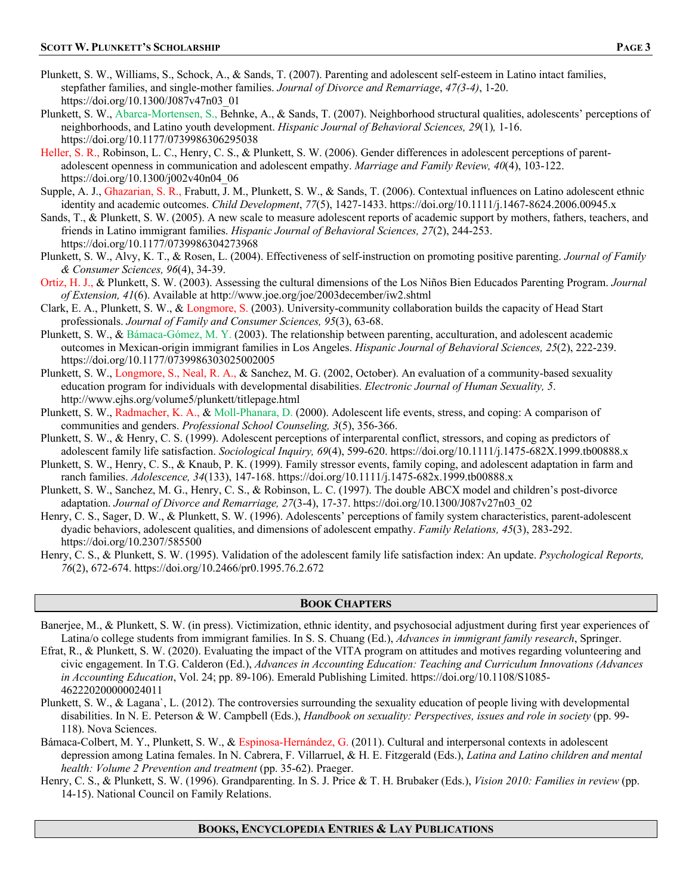Plunkett, S. W., Williams, S., Schock, A., & Sands, T. (2007). Parenting and adolescent self-esteem in Latino intact families, stepfather families, and single-mother families. *Journal of Divorce and Remarriage*, *47(3-4)*, 1-20. https://doi.org/10.1300/J087v47n03_01

Plunkett, S. W., Abarca-Mortensen, S., Behnke, A., & Sands, T. (2007). Neighborhood structural qualities, adolescents' perceptions of neighborhoods, and Latino youth development. *Hispanic Journal of Behavioral Sciences, 29*(1)*,* 1-16. https://doi.org/10.1177/0739986306295038

Heller, S. R., Robinson, L. C., Henry, C. S., & Plunkett, S. W. (2006). Gender differences in adolescent perceptions of parent-adolescent openness in communication and adolescent empathy. *Marriage and Family Review, 40*(4), 103-122. https://doi.org/10.1300/j002v40n04_06

Supple, A. J., Ghazarian, S. R., Frabutt, J. M., Plunkett, S. W., & Sands, T. (2006). Contextual influences on Latino adolescent ethnic identity and academic outcomes. *Child Development*, *77*(5), 1427-1433. https://doi.org/10.1111/j.1467-8624.2006.00945.x

Sands, T., & Plunkett, S. W. (2005). A new scale to measure adolescent reports of academic support by mothers, fathers, teachers, and friends in Latino immigrant families. *Hispanic Journal of Behavioral Sciences, 27*(2), 244-253. https://doi.org/10.1177/0739986304273968

Plunkett, S. W., Alvy, K. T., & Rosen, L. (2004). Effectiveness of self-instruction on promoting positive parenting. *Journal of Family & Consumer Sciences, 96*(4), 34-39.

Ortiz, H. J., & Plunkett, S. W. (2003). Assessing the cultural dimensions of the Los Niños Bien Educados Parenting Program. *Journal of Extension, 41*(6). Available at http://www.joe.org/joe/2003december/iw2.shtml

Clark, E. A., Plunkett, S. W., & Longmore, S. (2003). University-community collaboration builds the capacity of Head Start professionals. *Journal of Family and Consumer Sciences, 95*(3), 63-68.

Plunkett, S. W., & Bámaca-Gómez, M. Y. (2003). The relationship between parenting, acculturation, and adolescent academic outcomes in Mexican-origin immigrant families in Los Angeles. *Hispanic Journal of Behavioral Sciences, 25*(2), 222-239. https://doi.org/10.1177/0739986303025002005

Plunkett, S. W., Longmore, S., Neal, R. A., & Sanchez, M. G. (2002, October). An evaluation of a community-based sexuality education program for individuals with developmental disabilities. *Electronic Journal of Human Sexuality, 5*. http://www.ejhs.org/volume5/plunkett/titlepage.html

Plunkett, S. W., Radmacher, K. A., & Moll-Phanara, D. (2000). Adolescent life events, stress, and coping: A comparison of communities and genders. *Professional School Counseling, 3*(5), 356-366.

Plunkett, S. W., & Henry, C. S. (1999). Adolescent perceptions of interparental conflict, stressors, and coping as predictors of adolescent family life satisfaction. *Sociological Inquiry, 69*(4), 599-620. https://doi.org/10.1111/j.1475-682X.1999.tb00888.x

Plunkett, S. W., Henry, C. S., & Knaub, P. K. (1999). Family stressor events, family coping, and adolescent adaptation in farm and ranch families. *Adolescence, 34*(133), 147-168. https://doi.org/10.1111/j.1475-682x.1999.tb00888.x

Plunkett, S. W., Sanchez, M. G., Henry, C. S., & Robinson, L. C. (1997). The double ABCX model and children's post-divorce adaptation. *Journal of Divorce and Remarriage, 27*(3-4), 17-37. https://doi.org/10.1300/J087v27n03_02

Henry, C. S., Sager, D. W., & Plunkett, S. W. (1996). Adolescents' perceptions of family system characteristics, parent-adolescent dyadic behaviors, adolescent qualities, and dimensions of adolescent empathy. *Family Relations, 45*(3), 283-292. https://doi.org/10.2307/585500

Henry, C. S., & Plunkett, S. W. (1995). Validation of the adolescent family life satisfaction index: An update. *Psychological Reports, 76*(2), 672-674. https://doi.org/10.2466/pr0.1995.76.2.672

## BOOK CHAPTERS

Banerjee, M., & Plunkett, S. W. (in press). Victimization, ethnic identity, and psychosocial adjustment during first year experiences of Latina/o college students from immigrant families. In S. S. Chuang (Ed.), *Advances in immigrant family research*, Springer.

Efrat, R., & Plunkett, S. W. (2020). Evaluating the impact of the VITA program on attitudes and motives regarding volunteering and civic engagement. In T.G. Calderon (Ed.), *Advances in Accounting Education: Teaching and Curriculum Innovations (Advances in Accounting Education*, Vol. 24; pp. 89-106). Emerald Publishing Limited. https://doi.org/10.1108/S1085-462220200000024011

Plunkett, S. W., & Lagana`, L. (2012). The controversies surrounding the sexuality education of people living with developmental disabilities. In N. E. Peterson & W. Campbell (Eds.), *Handbook on sexuality: Perspectives, issues and role in society* (pp. 99-118). Nova Sciences.

Bámaca-Colbert, M. Y., Plunkett, S. W., & Espinosa-Hernández, G. (2011). Cultural and interpersonal contexts in adolescent depression among Latina females. In N. Cabrera, F. Villarruel, & H. E. Fitzgerald (Eds.), *Latina and Latino children and mental health: Volume 2 Prevention and treatment* (pp. 35-62). Praeger.

Henry, C. S., & Plunkett, S. W. (1996). Grandparenting. In S. J. Price & T. H. Brubaker (Eds.), *Vision 2010: Families in review* (pp. 14-15). National Council on Family Relations.

## BOOKS, ENCYCLOPEDIA ENTRIES & LAY PUBLICATIONS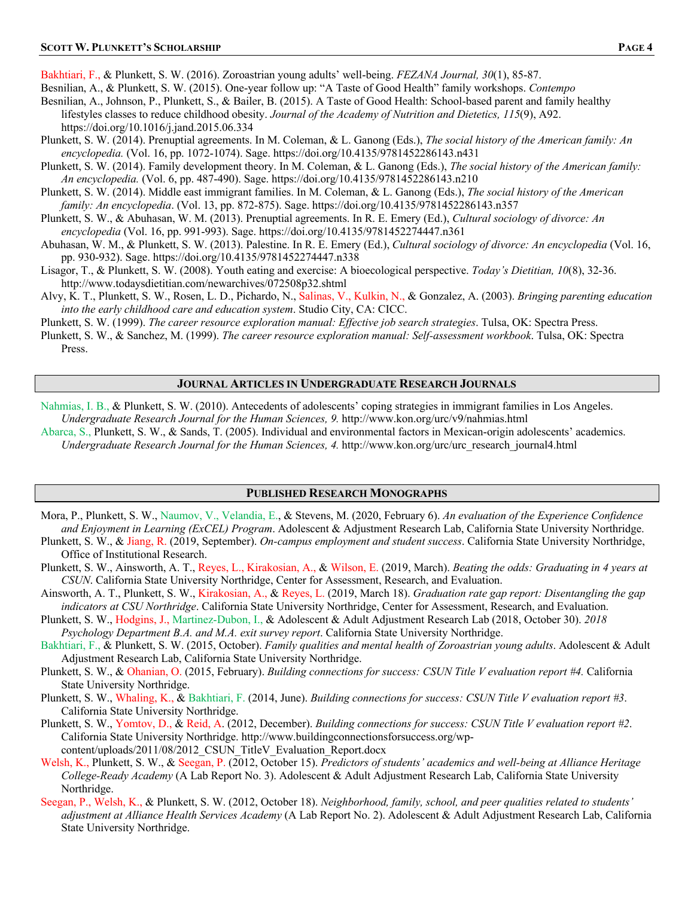Bakhtiari, F., & Plunkett, S. W. (2016). Zoroastrian young adults' well-being. *FEZANA Journal, 30*(1), 85-87.

Besnilian, A., & Plunkett, S. W. (2015). One-year follow up: "A Taste of Good Health" family workshops. *Contempo*

Besnilian, A., Johnson, P., Plunkett, S., & Bailer, B. (2015). A Taste of Good Health: School-based parent and family healthy lifestyles classes to reduce childhood obesity. *Journal of the Academy of Nutrition and Dietetics, 115*(9), A92. https://doi.org/10.1016/j.jand.2015.06.334

Plunkett, S. W. (2014). Prenuptial agreements. In M. Coleman, & L. Ganong (Eds.), *The social history of the American family: An encyclopedia.* (Vol. 16, pp. 1072-1074). Sage. https://doi.org/10.4135/9781452286143.n431

Plunkett, S. W. (2014). Family development theory. In M. Coleman, & L. Ganong (Eds.), *The social history of the American family: An encyclopedia.* (Vol. 6, pp. 487-490). Sage. https://doi.org/10.4135/9781452286143.n210

Plunkett, S. W. (2014). Middle east immigrant families. In M. Coleman, & L. Ganong (Eds.), *The social history of the American family: An encyclopedia*. (Vol. 13, pp. 872-875). Sage. https://doi.org/10.4135/9781452286143.n357

Plunkett, S. W., & Abuhasan, W. M. (2013). Prenuptial agreements. In R. E. Emery (Ed.), *Cultural sociology of divorce: An encyclopedia* (Vol. 16, pp. 991-993). Sage. https://doi.org/10.4135/9781452274447.n361

Abuhasan, W. M., & Plunkett, S. W. (2013). Palestine. In R. E. Emery (Ed.), *Cultural sociology of divorce: An encyclopedia* (Vol. 16, pp. 930-932). Sage. https://doi.org/10.4135/9781452274447.n338

Lisagor, T., & Plunkett, S. W. (2008). Youth eating and exercise: A bioecological perspective. *Today's Dietitian, 10*(8), 32-36. http://www.todaysdietitian.com/newarchives/072508p32.shtml

Alvy, K. T., Plunkett, S. W., Rosen, L. D., Pichardo, N., Salinas, V., Kulkin, N., & Gonzalez, A. (2003). *Bringing parenting education into the early childhood care and education system*. Studio City, CA: CICC.

Plunkett, S. W. (1999). *The career resource exploration manual: Effective job search strategies*. Tulsa, OK: Spectra Press.

Plunkett, S. W., & Sanchez, M. (1999). *The career resource exploration manual: Self-assessment workbook*. Tulsa, OK: Spectra Press.

## Journal Articles in Undergraduate Research Journals

Nahmias, I. B., & Plunkett, S. W. (2010). Antecedents of adolescents' coping strategies in immigrant families in Los Angeles. *Undergraduate Research Journal for the Human Sciences, 9.* http://www.kon.org/urc/v9/nahmias.html

Abarca, S., Plunkett, S. W., & Sands, T. (2005). Individual and environmental factors in Mexican-origin adolescents' academics. *Undergraduate Research Journal for the Human Sciences, 4.* http://www.kon.org/urc/urc_research_journal4.html

## Published Research Monographs

Mora, P., Plunkett, S. W., Naumov, V., Velandia, E., & Stevens, M. (2020, February 6). *An evaluation of the Experience Confidence and Enjoyment in Learning (ExCEL) Program*. Adolescent & Adjustment Research Lab, California State University Northridge.

Plunkett, S. W., & Jiang, R. (2019, September). *On-campus employment and student success*. California State University Northridge, Office of Institutional Research.

Plunkett, S. W., Ainsworth, A. T., Reyes, L., Kirakosian, A., & Wilson, E. (2019, March). *Beating the odds: Graduating in 4 years at CSUN*. California State University Northridge, Center for Assessment, Research, and Evaluation.

Ainsworth, A. T., Plunkett, S. W., Kirakosian, A., & Reyes, L. (2019, March 18). *Graduation rate gap report: Disentangling the gap indicators at CSU Northridge*. California State University Northridge, Center for Assessment, Research, and Evaluation.

Plunkett, S. W., Hodgins, J., Martinez-Dubon, I., & Adolescent & Adult Adjustment Research Lab (2018, October 30). *2018 Psychology Department B.A. and M.A. exit survey report*. California State University Northridge.

Bakhtiari, F., & Plunkett, S. W. (2015, October). *Family qualities and mental health of Zoroastrian young adults*. Adolescent & Adult Adjustment Research Lab, California State University Northridge.

Plunkett, S. W., & Ohanian, O. (2015, February). *Building connections for success: CSUN Title V evaluation report #4.* California State University Northridge.

Plunkett, S. W., Whaling, K., & Bakhtiari, F. (2014, June). *Building connections for success: CSUN Title V evaluation report #3*. California State University Northridge.

Plunkett, S. W., Yomtov, D., & Reid, A. (2012, December). *Building connections for success: CSUN Title V evaluation report #2*. California State University Northridge. http://www.buildingconnectionsforsuccess.org/wp-content/uploads/2011/08/2012_CSUN_TitleV_Evaluation_Report.docx

Welsh, K., Plunkett, S. W., & Seegan, P. (2012, October 15). *Predictors of students' academics and well-being at Alliance Heritage College-Ready Academy* (A Lab Report No. 3). Adolescent & Adult Adjustment Research Lab, California State University Northridge.

Seegan, P., Welsh, K., & Plunkett, S. W. (2012, October 18). *Neighborhood, family, school, and peer qualities related to students' adjustment at Alliance Health Services Academy* (A Lab Report No. 2). Adolescent & Adult Adjustment Research Lab, California State University Northridge.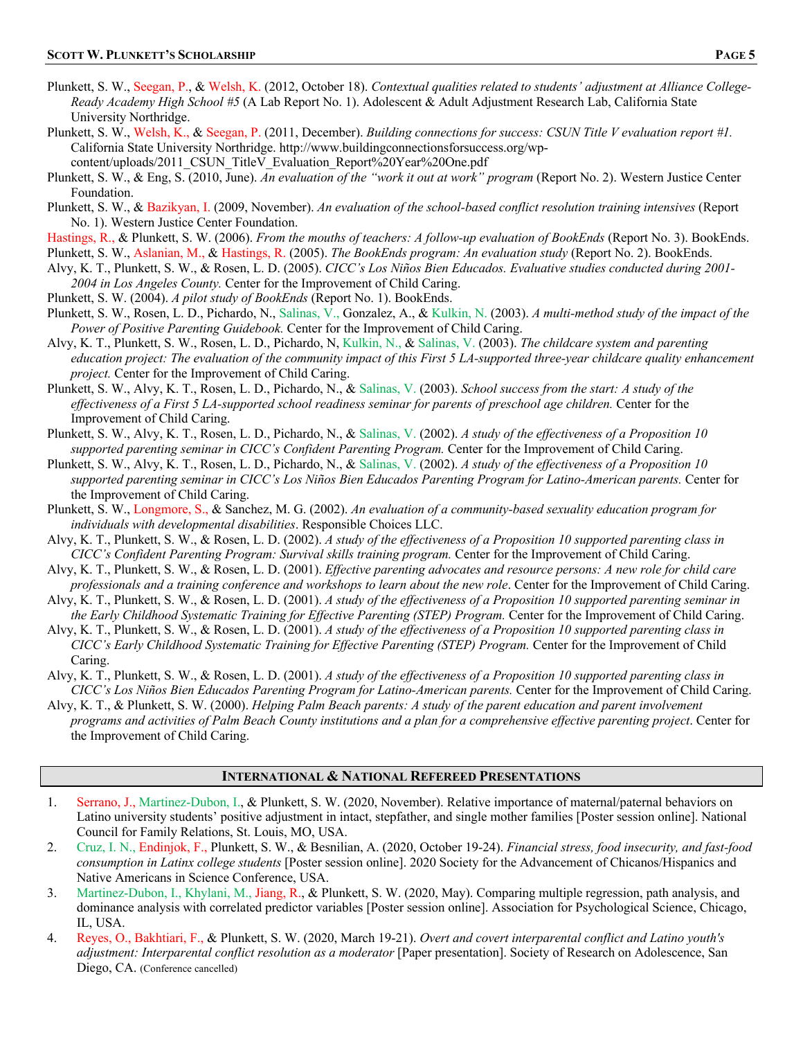Plunkett, S. W., Seegan, P., & Welsh, K. (2012, October 18). *Contextual qualities related to students' adjustment at Alliance College-Ready Academy High School #5* (A Lab Report No. 1). Adolescent & Adult Adjustment Research Lab, California State University Northridge.

Plunkett, S. W., Welsh, K., & Seegan, P. (2011, December). *Building connections for success: CSUN Title V evaluation report #1.* California State University Northridge. http://www.buildingconnectionsforsuccess.org/wp-content/uploads/2011_CSUN_TitleV_Evaluation_Report%20Year%20One.pdf

Plunkett, S. W., & Eng, S. (2010, June). *An evaluation of the "work it out at work" program* (Report No. 2). Western Justice Center Foundation.

Plunkett, S. W., & Bazikyan, I. (2009, November). *An evaluation of the school-based conflict resolution training intensives* (Report No. 1). Western Justice Center Foundation.

Hastings, R., & Plunkett, S. W. (2006). *From the mouths of teachers: A follow-up evaluation of BookEnds* (Report No. 3). BookEnds.

Plunkett, S. W., Aslanian, M., & Hastings, R. (2005). *The BookEnds program: An evaluation study* (Report No. 2). BookEnds.

Alvy, K. T., Plunkett, S. W., & Rosen, L. D. (2005). *CICC's Los Niños Bien Educados. Evaluative studies conducted during 2001-2004 in Los Angeles County.* Center for the Improvement of Child Caring.

Plunkett, S. W. (2004). *A pilot study of BookEnds* (Report No. 1). BookEnds.

Plunkett, S. W., Rosen, L. D., Pichardo, N., Salinas, V., Gonzalez, A., & Kulkin, N. (2003). *A multi-method study of the impact of the Power of Positive Parenting Guidebook.* Center for the Improvement of Child Caring.

Alvy, K. T., Plunkett, S. W., Rosen, L. D., Pichardo, N, Kulkin, N., & Salinas, V. (2003). *The childcare system and parenting education project: The evaluation of the community impact of this First 5 LA-supported three-year childcare quality enhancement project.* Center for the Improvement of Child Caring.

Plunkett, S. W., Alvy, K. T., Rosen, L. D., Pichardo, N., & Salinas, V. (2003). *School success from the start: A study of the effectiveness of a First 5 LA-supported school readiness seminar for parents of preschool age children.* Center for the Improvement of Child Caring.

Plunkett, S. W., Alvy, K. T., Rosen, L. D., Pichardo, N., & Salinas, V. (2002). *A study of the effectiveness of a Proposition 10 supported parenting seminar in CICC's Confident Parenting Program.* Center for the Improvement of Child Caring.

Plunkett, S. W., Alvy, K. T., Rosen, L. D., Pichardo, N., & Salinas, V. (2002). *A study of the effectiveness of a Proposition 10 supported parenting seminar in CICC's Los Niños Bien Educados Parenting Program for Latino-American parents.* Center for the Improvement of Child Caring.

Plunkett, S. W., Longmore, S., & Sanchez, M. G. (2002). *An evaluation of a community-based sexuality education program for individuals with developmental disabilities*. Responsible Choices LLC.

Alvy, K. T., Plunkett, S. W., & Rosen, L. D. (2002). *A study of the effectiveness of a Proposition 10 supported parenting class in CICC's Confident Parenting Program: Survival skills training program.* Center for the Improvement of Child Caring.

Alvy, K. T., Plunkett, S. W., & Rosen, L. D. (2001). *Effective parenting advocates and resource persons: A new role for child care professionals and a training conference and workshops to learn about the new role*. Center for the Improvement of Child Caring.

Alvy, K. T., Plunkett, S. W., & Rosen, L. D. (2001). *A study of the effectiveness of a Proposition 10 supported parenting seminar in the Early Childhood Systematic Training for Effective Parenting (STEP) Program.* Center for the Improvement of Child Caring.

Alvy, K. T., Plunkett, S. W., & Rosen, L. D. (2001). *A study of the effectiveness of a Proposition 10 supported parenting class in CICC's Early Childhood Systematic Training for Effective Parenting (STEP) Program.* Center for the Improvement of Child Caring.

Alvy, K. T., Plunkett, S. W., & Rosen, L. D. (2001). *A study of the effectiveness of a Proposition 10 supported parenting class in CICC's Los Niños Bien Educados Parenting Program for Latino-American parents.* Center for the Improvement of Child Caring.

Alvy, K. T., & Plunkett, S. W. (2000). *Helping Palm Beach parents: A study of the parent education and parent involvement programs and activities of Palm Beach County institutions and a plan for a comprehensive effective parenting project*. Center for the Improvement of Child Caring.

## International & National Refereed Presentations

1. Serrano, J., Martinez-Dubon, I., & Plunkett, S. W. (2020, November). Relative importance of maternal/paternal behaviors on Latino university students' positive adjustment in intact, stepfather, and single mother families [Poster session online]. National Council for Family Relations, St. Louis, MO, USA.
2. Cruz, I. N., Endinjok, F., Plunkett, S. W., & Besnilian, A. (2020, October 19-24). *Financial stress, food insecurity, and fast-food consumption in Latinx college students* [Poster session online]. 2020 Society for the Advancement of Chicanos/Hispanics and Native Americans in Science Conference, USA.
3. Martinez-Dubon, I., Khylani, M., Jiang, R., & Plunkett, S. W. (2020, May). Comparing multiple regression, path analysis, and dominance analysis with correlated predictor variables [Poster session online]. Association for Psychological Science, Chicago, IL, USA.
4. Reyes, O., Bakhtiari, F., & Plunkett, S. W. (2020, March 19-21). *Overt and covert interparental conflict and Latino youth's adjustment: Interparental conflict resolution as a moderator* [Paper presentation]. Society of Research on Adolescence, San Diego, CA. (Conference cancelled)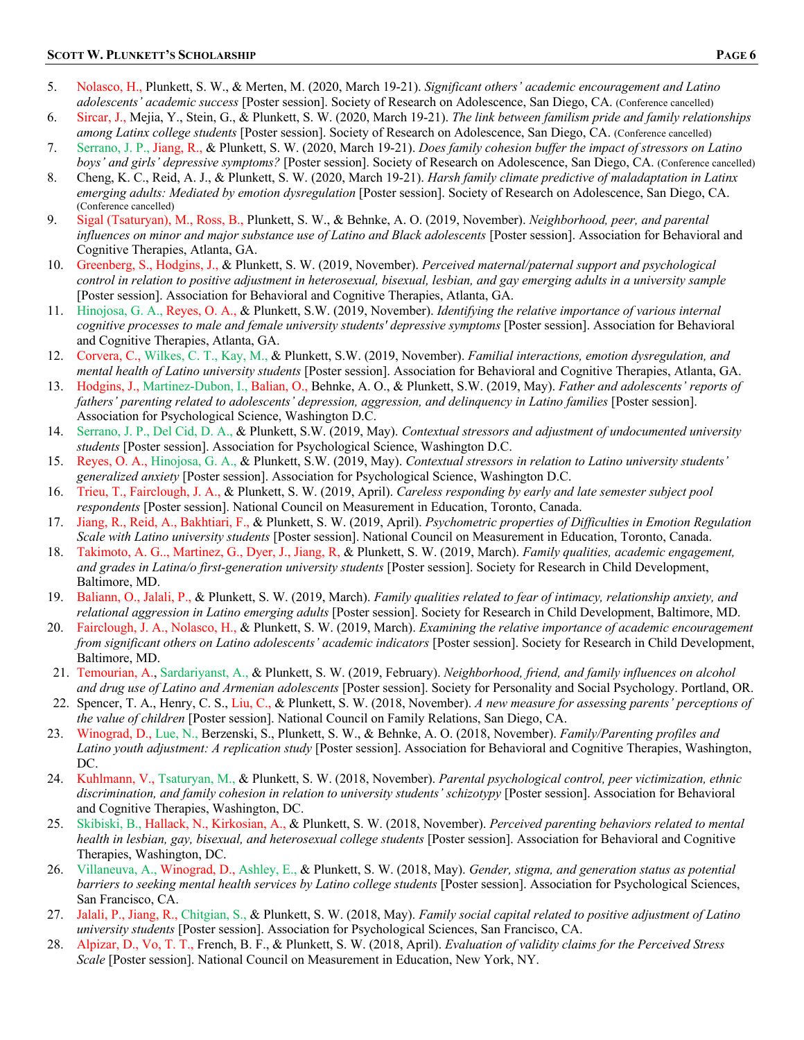5. Nolasco, H., Plunkett, S. W., & Merten, M. (2020, March 19-21). *Significant others' academic encouragement and Latino adolescents' academic success* [Poster session]. Society of Research on Adolescence, San Diego, CA. (Conference cancelled)
6. Sircar, J., Mejia, Y., Stein, G., & Plunkett, S. W. (2020, March 19-21). *The link between familism pride and family relationships among Latinx college students* [Poster session]. Society of Research on Adolescence, San Diego, CA. (Conference cancelled)
7. Serrano, J. P., Jiang, R., & Plunkett, S. W. (2020, March 19-21). *Does family cohesion buffer the impact of stressors on Latino boys' and girls' depressive symptoms?* [Poster session]. Society of Research on Adolescence, San Diego, CA. (Conference cancelled)
8. Cheng, K. C., Reid, A. J., & Plunkett, S. W. (2020, March 19-21). *Harsh family climate predictive of maladaptation in Latinx emerging adults: Mediated by emotion dysregulation* [Poster session]. Society of Research on Adolescence, San Diego, CA. (Conference cancelled)
9. Sigal (Tsaturyan), M., Ross, B., Plunkett, S. W., & Behnke, A. O. (2019, November). *Neighborhood, peer, and parental influences on minor and major substance use of Latino and Black adolescents* [Poster session]. Association for Behavioral and Cognitive Therapies, Atlanta, GA.
10. Greenberg, S., Hodgins, J., & Plunkett, S. W. (2019, November). *Perceived maternal/paternal support and psychological control in relation to positive adjustment in heterosexual, bisexual, lesbian, and gay emerging adults in a university sample* [Poster session]. Association for Behavioral and Cognitive Therapies, Atlanta, GA.
11. Hinojosa, G. A., Reyes, O. A., & Plunkett, S.W. (2019, November). *Identifying the relative importance of various internal cognitive processes to male and female university students' depressive symptoms* [Poster session]. Association for Behavioral and Cognitive Therapies, Atlanta, GA.
12. Corvera, C., Wilkes, C. T., Kay, M., & Plunkett, S.W. (2019, November). *Familial interactions, emotion dysregulation, and mental health of Latino university students* [Poster session]. Association for Behavioral and Cognitive Therapies, Atlanta, GA.
13. Hodgins, J., Martinez-Dubon, I., Balian, O., Behnke, A. O., & Plunkett, S.W. (2019, May). *Father and adolescents' reports of fathers' parenting related to adolescents' depression, aggression, and delinquency in Latino families* [Poster session]. Association for Psychological Science, Washington D.C.
14. Serrano, J. P., Del Cid, D. A., & Plunkett, S.W. (2019, May). *Contextual stressors and adjustment of undocumented university students* [Poster session]. Association for Psychological Science, Washington D.C.
15. Reyes, O. A., Hinojosa, G. A., & Plunkett, S.W. (2019, May). *Contextual stressors in relation to Latino university students' generalized anxiety* [Poster session]. Association for Psychological Science, Washington D.C.
16. Trieu, T., Fairclough, J. A., & Plunkett, S. W. (2019, April). *Careless responding by early and late semester subject pool respondents* [Poster session]. National Council on Measurement in Education, Toronto, Canada.
17. Jiang, R., Reid, A., Bakhtiari, F., & Plunkett, S. W. (2019, April). *Psychometric properties of Difficulties in Emotion Regulation Scale with Latino university students* [Poster session]. National Council on Measurement in Education, Toronto, Canada.
18. Takimoto, A. G.., Martinez, G., Dyer, J., Jiang, R, & Plunkett, S. W. (2019, March). *Family qualities, academic engagement, and grades in Latina/o first-generation university students* [Poster session]. Society for Research in Child Development, Baltimore, MD.
19. Baliann, O., Jalali, P., & Plunkett, S. W. (2019, March). *Family qualities related to fear of intimacy, relationship anxiety, and relational aggression in Latino emerging adults* [Poster session]. Society for Research in Child Development, Baltimore, MD.
20. Fairclough, J. A., Nolasco, H., & Plunkett, S. W. (2019, March). *Examining the relative importance of academic encouragement from significant others on Latino adolescents' academic indicators* [Poster session]. Society for Research in Child Development, Baltimore, MD.
21. Temourian, A., Sardariyanst, A., & Plunkett, S. W. (2019, February). *Neighborhood, friend, and family influences on alcohol and drug use of Latino and Armenian adolescents* [Poster session]. Society for Personality and Social Psychology. Portland, OR.
22. Spencer, T. A., Henry, C. S., Liu, C., & Plunkett, S. W. (2018, November). *A new measure for assessing parents' perceptions of the value of children* [Poster session]. National Council on Family Relations, San Diego, CA.
23. Winograd, D., Lue, N., Berzenski, S., Plunkett, S. W., & Behnke, A. O. (2018, November). *Family/Parenting profiles and Latino youth adjustment: A replication study* [Poster session]. Association for Behavioral and Cognitive Therapies, Washington, DC.
24. Kuhlmann, V., Tsaturyan, M., & Plunkett, S. W. (2018, November). *Parental psychological control, peer victimization, ethnic discrimination, and family cohesion in relation to university students' schizotypy* [Poster session]. Association for Behavioral and Cognitive Therapies, Washington, DC.
25. Skibiski, B., Hallack, N., Kirkosian, A., & Plunkett, S. W. (2018, November). *Perceived parenting behaviors related to mental health in lesbian, gay, bisexual, and heterosexual college students* [Poster session]. Association for Behavioral and Cognitive Therapies, Washington, DC.
26. Villaneuva, A., Winograd, D., Ashley, E., & Plunkett, S. W. (2018, May). *Gender, stigma, and generation status as potential barriers to seeking mental health services by Latino college students* [Poster session]. Association for Psychological Sciences, San Francisco, CA.
27. Jalali, P., Jiang, R., Chitgian, S., & Plunkett, S. W. (2018, May). *Family social capital related to positive adjustment of Latino university students* [Poster session]. Association for Psychological Sciences, San Francisco, CA.
28. Alpizar, D., Vo, T. T., French, B. F., & Plunkett, S. W. (2018, April). *Evaluation of validity claims for the Perceived Stress Scale* [Poster session]. National Council on Measurement in Education, New York, NY.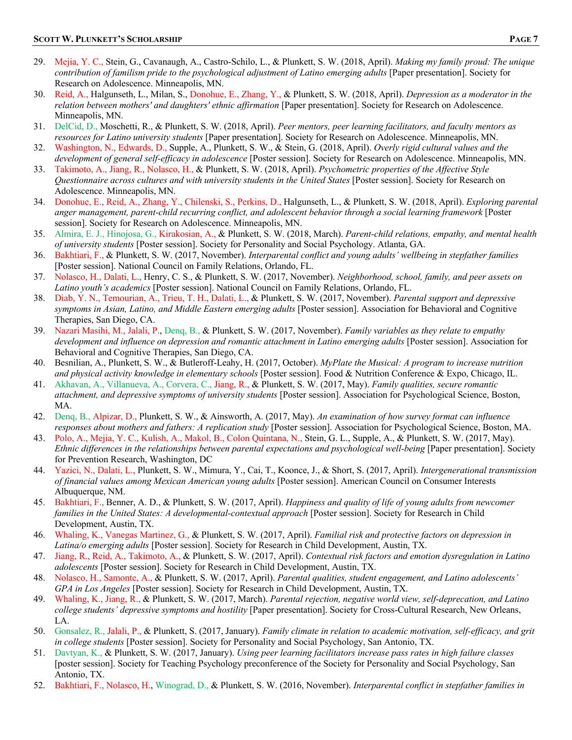29. Mejia, Y. C., Stein, G., Cavanaugh, A., Castro-Schilo, L., & Plunkett, S. W. (2018, April). *Making my family proud: The unique contribution of familism pride to the psychological adjustment of Latino emerging adults* [Paper presentation]. Society for Research on Adolescence. Minneapolis, MN.
30. Reid, A., Halgunseth, L., Milan, S., Donohue, E., Zhang, Y., & Plunkett, S. W. (2018, April). *Depression as a moderator in the relation between mothers' and daughters' ethnic affirmation* [Paper presentation]. Society for Research on Adolescence. Minneapolis, MN.
31. DelCid, D., Moschetti, R., & Plunkett, S. W. (2018, April). *Peer mentors, peer learning facilitators, and faculty mentors as resources for Latino university students* [Paper presentation]. Society for Research on Adolescence. Minneapolis, MN.
32. Washington, N., Edwards, D., Supple, A., Plunkett, S. W., & Stein, G. (2018, April). *Overly rigid cultural values and the development of general self-efficacy in adolescence* [Poster session]. Society for Research on Adolescence. Minneapolis, MN.
33. Takimoto, A., Jiang, R., Nolasco, H., & Plunkett, S. W. (2018, April). *Psychometric properties of the Affective Style Questionnaire across cultures and with university students in the United States* [Poster session]. Society for Research on Adolescence. Minneapolis, MN.
34. Donohue, E., Reid, A., Zhang, Y., Chilenski, S., Perkins, D., Halgunseth, L., & Plunkett, S. W. (2018, April). *Exploring parental anger management, parent-child recurring conflict, and adolescent behavior through a social learning framework* [Poster session]. Society for Research on Adolescence. Minneapolis, MN.
35. Almira, E. J., Hinojosa, G., Kirakosian, A., & Plunkett, S. W. (2018, March). *Parent-child relations, empathy, and mental health of university students* [Poster session]. Society for Personality and Social Psychology. Atlanta, GA.
36. Bakhtiari, F., & Plunkett, S. W. (2017, November). *Interparental conflict and young adults' wellbeing in stepfather families* [Poster session]. National Council on Family Relations, Orlando, FL.
37. Nolasco, H., Dalati, L., Henry, C. S., & Plunkett, S. W. (2017, November). *Neighborhood, school, family, and peer assets on Latino youth's academics* [Poster session]. National Council on Family Relations, Orlando, FL.
38. Diab, Y. N., Temourian, A., Trieu, T. H., Dalati, L., & Plunkett, S. W. (2017, November). *Parental support and depressive symptoms in Asian, Latino, and Middle Eastern emerging adults* [Poster session]. Association for Behavioral and Cognitive Therapies, San Diego, CA.
39. Nazari Masihi, M., Jalali, P., Denq, B., & Plunkett, S. W. (2017, November). *Family variables as they relate to empathy development and influence on depression and romantic attachment in Latino emerging adults* [Poster session]. Association for Behavioral and Cognitive Therapies, San Diego, CA.
40. Besnilian, A., Plunkett, S. W., & Butleroff-Leahy, H. (2017, October). *MyPlate the Musical: A program to increase nutrition and physical activity knowledge in elementary schools* [Poster session]. Food & Nutrition Conference & Expo, Chicago, IL.
41. Akhavan, A., Villanueva, A., Corvera, C., Jiang, R., & Plunkett, S. W. (2017, May). *Family qualities, secure romantic attachment, and depressive symptoms of university students* [Poster session]. Association for Psychological Science, Boston, MA.
42. Denq, B., Alpizar, D., Plunkett, S. W., & Ainsworth, A. (2017, May). *An examination of how survey format can influence responses about mothers and fathers: A replication study* [Poster session]. Association for Psychological Science, Boston, MA.
43. Polo, A., Mejia, Y. C., Kulish, A., Makol, B., Colon Quintana, N., Stein, G. L., Supple, A., & Plunkett, S. W. (2017, May). *Ethnic differences in the relationships between parental expectations and psychological well-being* [Paper presentation]. Society for Prevention Research, Washington, DC
44. Yazici, N., Dalati, L., Plunkett, S. W., Mimura, Y., Cai, T., Koonce, J., & Short, S. (2017, April). *Intergenerational transmission of financial values among Mexican American young adults* [Poster session]. American Council on Consumer Interests Albuquerque, NM.
45. Bakhtiari, F., Benner, A. D., & Plunkett, S. W. (2017, April). *Happiness and quality of life of young adults from newcomer families in the United States: A developmental-contextual approach* [Poster session]. Society for Research in Child Development, Austin, TX.
46. Whaling, K., Vanegas Martinez, G., & Plunkett, S. W. (2017, April). *Familial risk and protective factors on depression in Latina/o emerging adults* [Poster session]. Society for Research in Child Development, Austin, TX.
47. Jiang, R., Reid, A., Takimoto, A., & Plunkett, S. W. (2017, April). *Contextual risk factors and emotion dysregulation in Latino adolescents* [Poster session]. Society for Research in Child Development, Austin, TX.
48. Nolasco, H., Samonte, A., & Plunkett, S. W. (2017, April). *Parental qualities, student engagement, and Latino adolescents' GPA in Los Angeles* [Poster session]. Society for Research in Child Development, Austin, TX.
49. Whaling, K., Jiang, R., & Plunkett, S. W. (2017, March). *Parental rejection, negative world view, self-deprecation, and Latino college students' depressive symptoms and hostility* [Paper presentation]. Society for Cross-Cultural Research, New Orleans, LA.
50. Gonsalez, R., Jalali, P., & Plunkett, S. (2017, January). *Family climate in relation to academic motivation, self-efficacy, and grit in college students* [Poster session]. Society for Personality and Social Psychology, San Antonio, TX.
51. Davtyan, K., & Plunkett, S. W. (2017, January). *Using peer learning facilitators increase pass rates in high failure classes* [poster session]. Society for Teaching Psychology preconference of the Society for Personality and Social Psychology, San Antonio, TX.
52. Bakhtiari, F., Nolasco, H., Winograd, D., & Plunkett, S. W. (2016, November). *Interparental conflict in stepfather families in*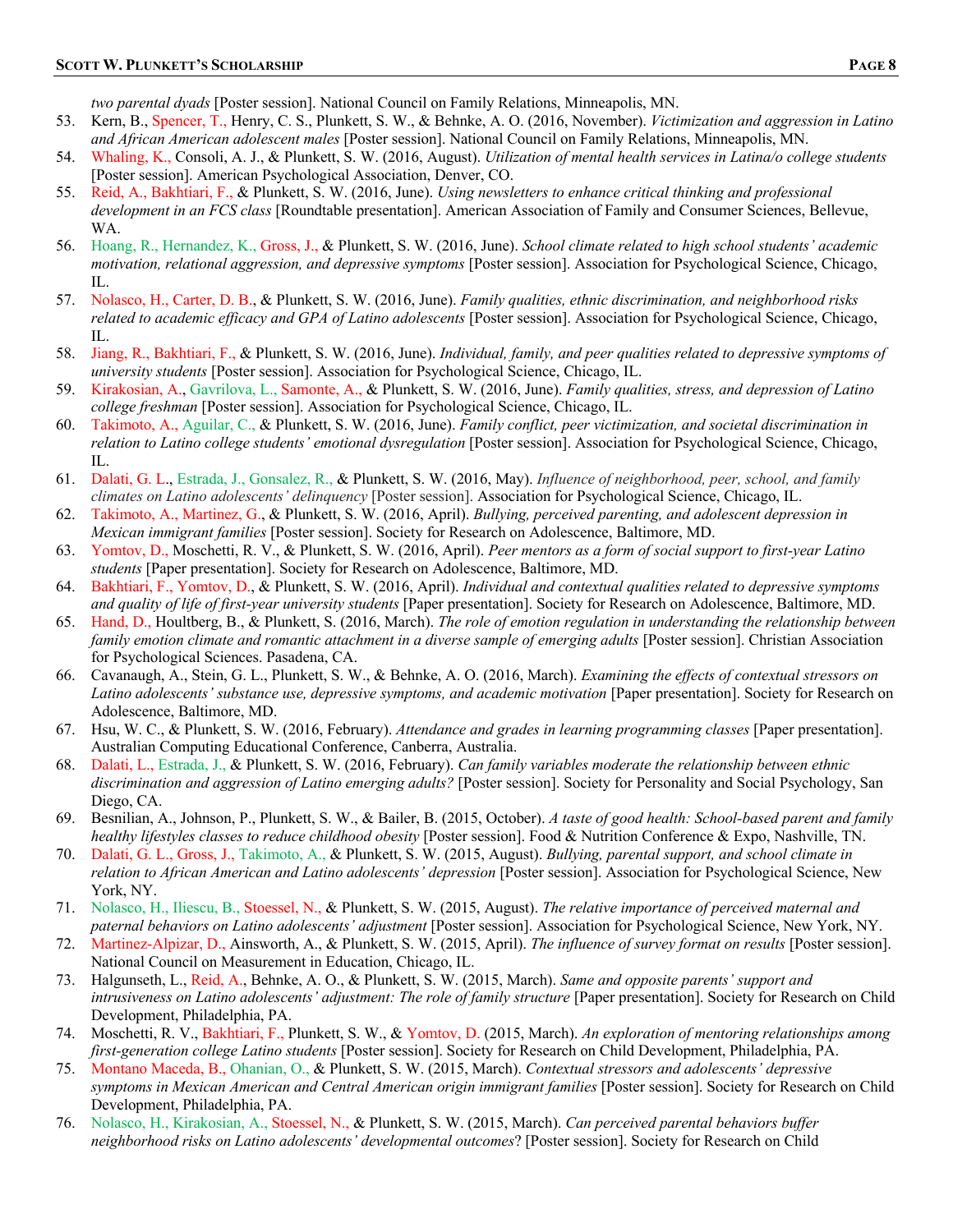*two parental dyads* [Poster session]. National Council on Family Relations, Minneapolis, MN.

53. Kern, B., Spencer, T., Henry, C. S., Plunkett, S. W., & Behnke, A. O. (2016, November). *Victimization and aggression in Latino and African American adolescent males* [Poster session]. National Council on Family Relations, Minneapolis, MN.
54. Whaling, K., Consoli, A. J., & Plunkett, S. W. (2016, August). *Utilization of mental health services in Latina/o college students* [Poster session]. American Psychological Association, Denver, CO.
55. Reid, A., Bakhtiari, F., & Plunkett, S. W. (2016, June). *Using newsletters to enhance critical thinking and professional development in an FCS class* [Roundtable presentation]. American Association of Family and Consumer Sciences, Bellevue, WA.
56. Hoang, R., Hernandez, K., Gross, J., & Plunkett, S. W. (2016, June). *School climate related to high school students' academic motivation, relational aggression, and depressive symptoms* [Poster session]. Association for Psychological Science, Chicago, IL.
57. Nolasco, H., Carter, D. B., & Plunkett, S. W. (2016, June). *Family qualities, ethnic discrimination, and neighborhood risks related to academic efficacy and GPA of Latino adolescents* [Poster session]. Association for Psychological Science, Chicago, IL.
58. Jiang, R., Bakhtiari, F., & Plunkett, S. W. (2016, June). *Individual, family, and peer qualities related to depressive symptoms of university students* [Poster session]. Association for Psychological Science, Chicago, IL.
59. Kirakosian, A., Gavrilova, L., Samonte, A., & Plunkett, S. W. (2016, June). *Family qualities, stress, and depression of Latino college freshman* [Poster session]. Association for Psychological Science, Chicago, IL.
60. Takimoto, A., Aguilar, C., & Plunkett, S. W. (2016, June). *Family conflict, peer victimization, and societal discrimination in relation to Latino college students' emotional dysregulation* [Poster session]. Association for Psychological Science, Chicago, IL.
61. Dalati, G. L., Estrada, J., Gonsalez, R., & Plunkett, S. W. (2016, May). *Influence of neighborhood, peer, school, and family climates on Latino adolescents' delinquency* [Poster session]. Association for Psychological Science, Chicago, IL.
62. Takimoto, A., Martinez, G., & Plunkett, S. W. (2016, April). *Bullying, perceived parenting, and adolescent depression in Mexican immigrant families* [Poster session]. Society for Research on Adolescence, Baltimore, MD.
63. Yomtov, D., Moschetti, R. V., & Plunkett, S. W. (2016, April). *Peer mentors as a form of social support to first-year Latino students* [Paper presentation]. Society for Research on Adolescence, Baltimore, MD.
64. Bakhtiari, F., Yomtov, D., & Plunkett, S. W. (2016, April). *Individual and contextual qualities related to depressive symptoms and quality of life of first-year university students* [Paper presentation]. Society for Research on Adolescence, Baltimore, MD.
65. Hand, D., Houltberg, B., & Plunkett, S. (2016, March). *The role of emotion regulation in understanding the relationship between family emotion climate and romantic attachment in a diverse sample of emerging adults* [Poster session]. Christian Association for Psychological Sciences. Pasadena, CA.
66. Cavanaugh, A., Stein, G. L., Plunkett, S. W., & Behnke, A. O. (2016, March). *Examining the effects of contextual stressors on Latino adolescents' substance use, depressive symptoms, and academic motivation* [Paper presentation]. Society for Research on Adolescence, Baltimore, MD.
67. Hsu, W. C., & Plunkett, S. W. (2016, February). *Attendance and grades in learning programming classes* [Paper presentation]. Australian Computing Educational Conference, Canberra, Australia.
68. Dalati, L., Estrada, J., & Plunkett, S. W. (2016, February). *Can family variables moderate the relationship between ethnic discrimination and aggression of Latino emerging adults?* [Poster session]. Society for Personality and Social Psychology, San Diego, CA.
69. Besnilian, A., Johnson, P., Plunkett, S. W., & Bailer, B. (2015, October). *A taste of good health: School-based parent and family healthy lifestyles classes to reduce childhood obesity* [Poster session]. Food & Nutrition Conference & Expo, Nashville, TN.
70. Dalati, G. L., Gross, J., Takimoto, A., & Plunkett, S. W. (2015, August). *Bullying, parental support, and school climate in relation to African American and Latino adolescents' depression* [Poster session]. Association for Psychological Science, New York, NY.
71. Nolasco, H., Iliescu, B., Stoessel, N., & Plunkett, S. W. (2015, August). *The relative importance of perceived maternal and paternal behaviors on Latino adolescents' adjustment* [Poster session]. Association for Psychological Science, New York, NY.
72. Martinez-Alpizar, D., Ainsworth, A., & Plunkett, S. W. (2015, April). *The influence of survey format on results* [Poster session]. National Council on Measurement in Education, Chicago, IL.
73. Halgunseth, L., Reid, A., Behnke, A. O., & Plunkett, S. W. (2015, March). *Same and opposite parents' support and intrusiveness on Latino adolescents' adjustment: The role of family structure* [Paper presentation]. Society for Research on Child Development, Philadelphia, PA.
74. Moschetti, R. V., Bakhtiari, F., Plunkett, S. W., & Yomtov, D. (2015, March). *An exploration of mentoring relationships among first-generation college Latino students* [Poster session]. Society for Research on Child Development, Philadelphia, PA.
75. Montano Maceda, B., Ohanian, O., & Plunkett, S. W. (2015, March). *Contextual stressors and adolescents' depressive symptoms in Mexican American and Central American origin immigrant families* [Poster session]. Society for Research on Child Development, Philadelphia, PA.
76. Nolasco, H., Kirakosian, A., Stoessel, N., & Plunkett, S. W. (2015, March). *Can perceived parental behaviors buffer neighborhood risks on Latino adolescents' developmental outcomes*? [Poster session]. Society for Research on Child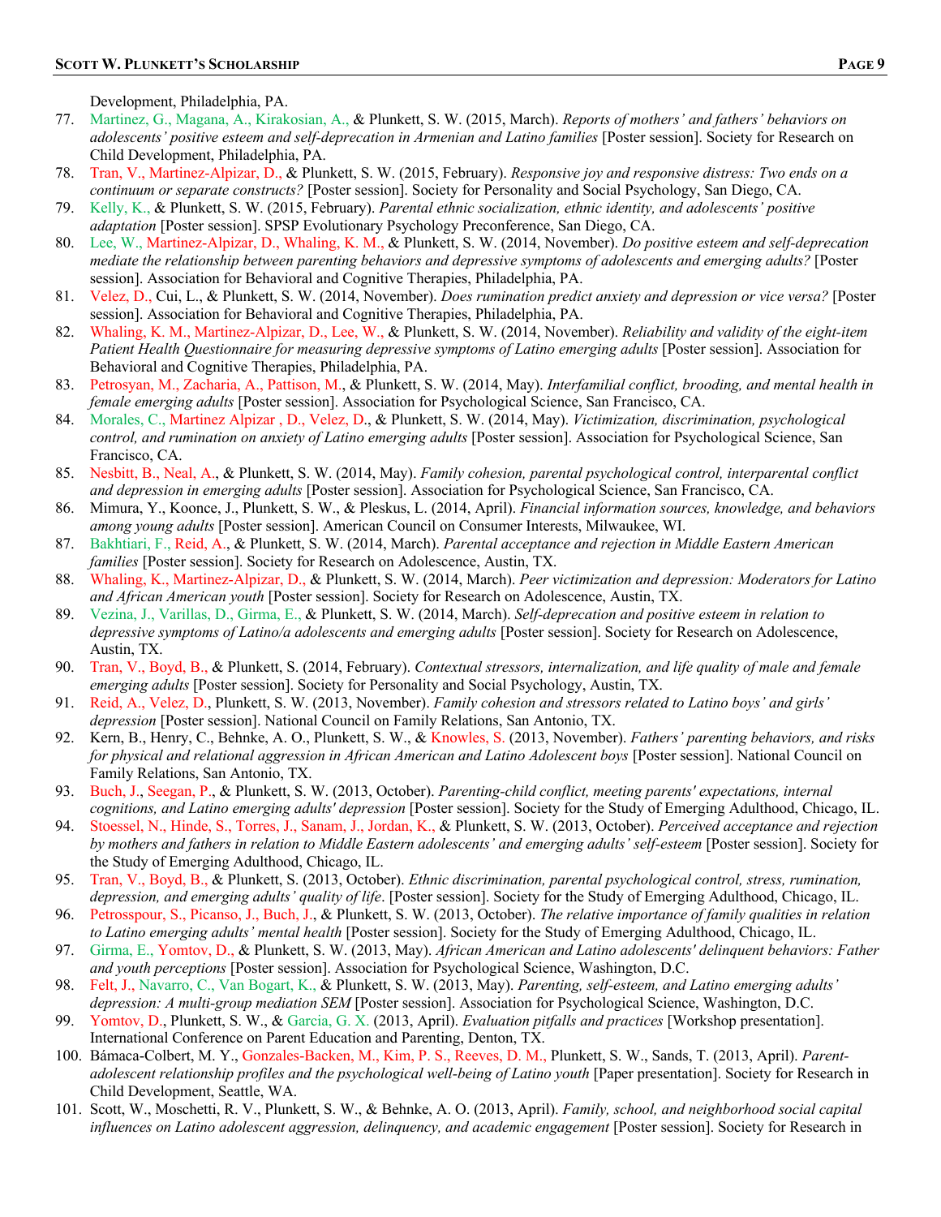Development, Philadelphia, PA.

77. Martinez, G., Magana, A., Kirakosian, A., & Plunkett, S. W. (2015, March). *Reports of mothers' and fathers' behaviors on adolescents' positive esteem and self-deprecation in Armenian and Latino families* [Poster session]. Society for Research on Child Development, Philadelphia, PA.
78. Tran, V., Martinez-Alpizar, D., & Plunkett, S. W. (2015, February). *Responsive joy and responsive distress: Two ends on a continuum or separate constructs?* [Poster session]. Society for Personality and Social Psychology, San Diego, CA.
79. Kelly, K., & Plunkett, S. W. (2015, February). *Parental ethnic socialization, ethnic identity, and adolescents' positive adaptation* [Poster session]. SPSP Evolutionary Psychology Preconference, San Diego, CA.
80. Lee, W., Martinez-Alpizar, D., Whaling, K. M., & Plunkett, S. W. (2014, November). *Do positive esteem and self-deprecation mediate the relationship between parenting behaviors and depressive symptoms of adolescents and emerging adults?* [Poster session]. Association for Behavioral and Cognitive Therapies, Philadelphia, PA.
81. Velez, D., Cui, L., & Plunkett, S. W. (2014, November). *Does rumination predict anxiety and depression or vice versa?* [Poster session]. Association for Behavioral and Cognitive Therapies, Philadelphia, PA.
82. Whaling, K. M., Martinez-Alpizar, D., Lee, W., & Plunkett, S. W. (2014, November). *Reliability and validity of the eight-item Patient Health Questionnaire for measuring depressive symptoms of Latino emerging adults* [Poster session]. Association for Behavioral and Cognitive Therapies, Philadelphia, PA.
83. Petrosyan, M., Zacharia, A., Pattison, M., & Plunkett, S. W. (2014, May). *Interfamilial conflict, brooding, and mental health in female emerging adults* [Poster session]. Association for Psychological Science, San Francisco, CA.
84. Morales, C., Martinez Alpizar , D., Velez, D., & Plunkett, S. W. (2014, May). *Victimization, discrimination, psychological control, and rumination on anxiety of Latino emerging adults* [Poster session]. Association for Psychological Science, San Francisco, CA.
85. Nesbitt, B., Neal, A., & Plunkett, S. W. (2014, May). *Family cohesion, parental psychological control, interparental conflict and depression in emerging adults* [Poster session]. Association for Psychological Science, San Francisco, CA.
86. Mimura, Y., Koonce, J., Plunkett, S. W., & Pleskus, L. (2014, April). *Financial information sources, knowledge, and behaviors among young adults* [Poster session]. American Council on Consumer Interests, Milwaukee, WI.
87. Bakhtiari, F., Reid, A., & Plunkett, S. W. (2014, March). *Parental acceptance and rejection in Middle Eastern American families* [Poster session]. Society for Research on Adolescence, Austin, TX.
88. Whaling, K., Martinez-Alpizar, D., & Plunkett, S. W. (2014, March). *Peer victimization and depression: Moderators for Latino and African American youth* [Poster session]. Society for Research on Adolescence, Austin, TX.
89. Vezina, J., Varillas, D., Girma, E., & Plunkett, S. W. (2014, March). *Self-deprecation and positive esteem in relation to depressive symptoms of Latino/a adolescents and emerging adults* [Poster session]. Society for Research on Adolescence, Austin, TX.
90. Tran, V., Boyd, B., & Plunkett, S. (2014, February). *Contextual stressors, internalization, and life quality of male and female emerging adults* [Poster session]. Society for Personality and Social Psychology, Austin, TX.
91. Reid, A., Velez, D., Plunkett, S. W. (2013, November). *Family cohesion and stressors related to Latino boys' and girls' depression* [Poster session]. National Council on Family Relations, San Antonio, TX.
92. Kern, B., Henry, C., Behnke, A. O., Plunkett, S. W., & Knowles, S. (2013, November). *Fathers' parenting behaviors, and risks for physical and relational aggression in African American and Latino Adolescent boys* [Poster session]. National Council on Family Relations, San Antonio, TX.
93. Buch, J., Seegan, P., & Plunkett, S. W. (2013, October). *Parenting-child conflict, meeting parents' expectations, internal cognitions, and Latino emerging adults' depression* [Poster session]. Society for the Study of Emerging Adulthood, Chicago, IL.
94. Stoessel, N., Hinde, S., Torres, J., Sanam, J., Jordan, K., & Plunkett, S. W. (2013, October). *Perceived acceptance and rejection by mothers and fathers in relation to Middle Eastern adolescents' and emerging adults' self-esteem* [Poster session]. Society for the Study of Emerging Adulthood, Chicago, IL.
95. Tran, V., Boyd, B., & Plunkett, S. (2013, October). *Ethnic discrimination, parental psychological control, stress, rumination, depression, and emerging adults' quality of life*. [Poster session]. Society for the Study of Emerging Adulthood, Chicago, IL.
96. Petrosspour, S., Picanso, J., Buch, J., & Plunkett, S. W. (2013, October). *The relative importance of family qualities in relation to Latino emerging adults' mental health* [Poster session]. Society for the Study of Emerging Adulthood, Chicago, IL.
97. Girma, E., Yomtov, D., & Plunkett, S. W. (2013, May). *African American and Latino adolescents' delinquent behaviors: Father and youth perceptions* [Poster session]. Association for Psychological Science, Washington, D.C.
98. Felt, J., Navarro, C., Van Bogart, K., & Plunkett, S. W. (2013, May). *Parenting, self-esteem, and Latino emerging adults' depression: A multi-group mediation SEM* [Poster session]. Association for Psychological Science, Washington, D.C.
99. Yomtov, D., Plunkett, S. W., & Garcia, G. X. (2013, April). *Evaluation pitfalls and practices* [Workshop presentation]. International Conference on Parent Education and Parenting, Denton, TX.
100. Bámaca-Colbert, M. Y., Gonzales-Backen, M., Kim, P. S., Reeves, D. M., Plunkett, S. W., Sands, T. (2013, April). *Parent-adolescent relationship profiles and the psychological well-being of Latino youth* [Paper presentation]. Society for Research in Child Development, Seattle, WA.
101. Scott, W., Moschetti, R. V., Plunkett, S. W., & Behnke, A. O. (2013, April). *Family, school, and neighborhood social capital influences on Latino adolescent aggression, delinquency, and academic engagement* [Poster session]. Society for Research in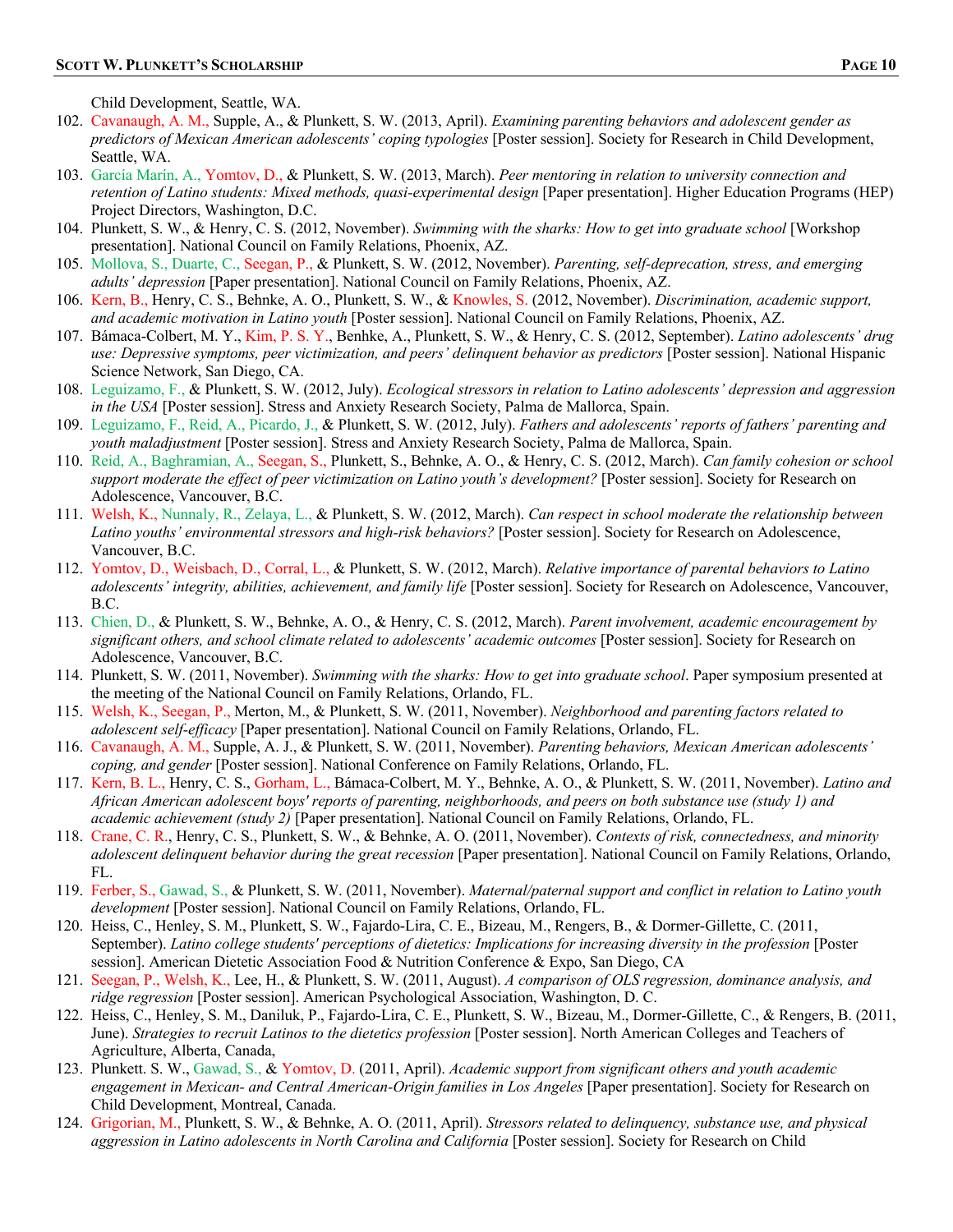Child Development, Seattle, WA.

102. Cavanaugh, A. M., Supple, A., & Plunkett, S. W. (2013, April). *Examining parenting behaviors and adolescent gender as predictors of Mexican American adolescents' coping typologies* [Poster session]. Society for Research in Child Development, Seattle, WA.
103. García Marín, A., Yomtov, D., & Plunkett, S. W. (2013, March). *Peer mentoring in relation to university connection and retention of Latino students: Mixed methods, quasi-experimental design* [Paper presentation]. Higher Education Programs (HEP) Project Directors, Washington, D.C.
104. Plunkett, S. W., & Henry, C. S. (2012, November). *Swimming with the sharks: How to get into graduate school* [Workshop presentation]. National Council on Family Relations, Phoenix, AZ.
105. Mollova, S., Duarte, C., Seegan, P., & Plunkett, S. W. (2012, November). *Parenting, self-deprecation, stress, and emerging adults' depression* [Paper presentation]. National Council on Family Relations, Phoenix, AZ.
106. Kern, B., Henry, C. S., Behnke, A. O., Plunkett, S. W., & Knowles, S. (2012, November). *Discrimination, academic support, and academic motivation in Latino youth* [Poster session]. National Council on Family Relations, Phoenix, AZ.
107. Bámaca-Colbert, M. Y., Kim, P. S. Y., Benhke, A., Plunkett, S. W., & Henry, C. S. (2012, September). *Latino adolescents' drug use: Depressive symptoms, peer victimization, and peers' delinquent behavior as predictors* [Poster session]. National Hispanic Science Network, San Diego, CA.
108. Leguizamo, F., & Plunkett, S. W. (2012, July). *Ecological stressors in relation to Latino adolescents' depression and aggression in the USA* [Poster session]. Stress and Anxiety Research Society, Palma de Mallorca, Spain.
109. Leguizamo, F., Reid, A., Picardo, J., & Plunkett, S. W. (2012, July). *Fathers and adolescents' reports of fathers' parenting and youth maladjustment* [Poster session]. Stress and Anxiety Research Society, Palma de Mallorca, Spain.
110. Reid, A., Baghramian, A., Seegan, S., Plunkett, S., Behnke, A. O., & Henry, C. S. (2012, March). *Can family cohesion or school support moderate the effect of peer victimization on Latino youth's development?* [Poster session]. Society for Research on Adolescence, Vancouver, B.C.
111. Welsh, K., Nunnaly, R., Zelaya, L., & Plunkett, S. W. (2012, March). *Can respect in school moderate the relationship between Latino youths' environmental stressors and high-risk behaviors?* [Poster session]. Society for Research on Adolescence, Vancouver, B.C.
112. Yomtov, D., Weisbach, D., Corral, L., & Plunkett, S. W. (2012, March). *Relative importance of parental behaviors to Latino adolescents' integrity, abilities, achievement, and family life* [Poster session]. Society for Research on Adolescence, Vancouver, B.C.
113. Chien, D., & Plunkett, S. W., Behnke, A. O., & Henry, C. S. (2012, March). *Parent involvement, academic encouragement by significant others, and school climate related to adolescents' academic outcomes* [Poster session]. Society for Research on Adolescence, Vancouver, B.C.
114. Plunkett, S. W. (2011, November). *Swimming with the sharks: How to get into graduate school*. Paper symposium presented at the meeting of the National Council on Family Relations, Orlando, FL.
115. Welsh, K., Seegan, P., Merton, M., & Plunkett, S. W. (2011, November). *Neighborhood and parenting factors related to adolescent self-efficacy* [Paper presentation]. National Council on Family Relations, Orlando, FL.
116. Cavanaugh, A. M., Supple, A. J., & Plunkett, S. W. (2011, November). *Parenting behaviors, Mexican American adolescents' coping, and gender* [Poster session]. National Conference on Family Relations, Orlando, FL.
117. Kern, B. L., Henry, C. S., Gorham, L., Bámaca-Colbert, M. Y., Behnke, A. O., & Plunkett, S. W. (2011, November). *Latino and African American adolescent boys' reports of parenting, neighborhoods, and peers on both substance use (study 1) and academic achievement (study 2)* [Paper presentation]. National Council on Family Relations, Orlando, FL.
118. Crane, C. R., Henry, C. S., Plunkett, S. W., & Behnke, A. O. (2011, November). *Contexts of risk, connectedness, and minority adolescent delinquent behavior during the great recession* [Paper presentation]. National Council on Family Relations, Orlando, FL.
119. Ferber, S., Gawad, S., & Plunkett, S. W. (2011, November). *Maternal/paternal support and conflict in relation to Latino youth development* [Poster session]. National Council on Family Relations, Orlando, FL.
120. Heiss, C., Henley, S. M., Plunkett, S. W., Fajardo-Lira, C. E., Bizeau, M., Rengers, B., & Dormer-Gillette, C. (2011, September). *Latino college students' perceptions of dietetics: Implications for increasing diversity in the profession* [Poster session]. American Dietetic Association Food & Nutrition Conference & Expo, San Diego, CA
121. Seegan, P., Welsh, K., Lee, H., & Plunkett, S. W. (2011, August). *A comparison of OLS regression, dominance analysis, and ridge regression* [Poster session]. American Psychological Association, Washington, D. C.
122. Heiss, C., Henley, S. M., Daniluk, P., Fajardo-Lira, C. E., Plunkett, S. W., Bizeau, M., Dormer-Gillette, C., & Rengers, B. (2011, June). *Strategies to recruit Latinos to the dietetics profession* [Poster session]. North American Colleges and Teachers of Agriculture, Alberta, Canada,
123. Plunkett. S. W., Gawad, S., & Yomtov, D. (2011, April). *Academic support from significant others and youth academic engagement in Mexican- and Central American-Origin families in Los Angeles* [Paper presentation]. Society for Research on Child Development, Montreal, Canada.
124. Grigorian, M., Plunkett, S. W., & Behnke, A. O. (2011, April). *Stressors related to delinquency, substance use, and physical aggression in Latino adolescents in North Carolina and California* [Poster session]. Society for Research on Child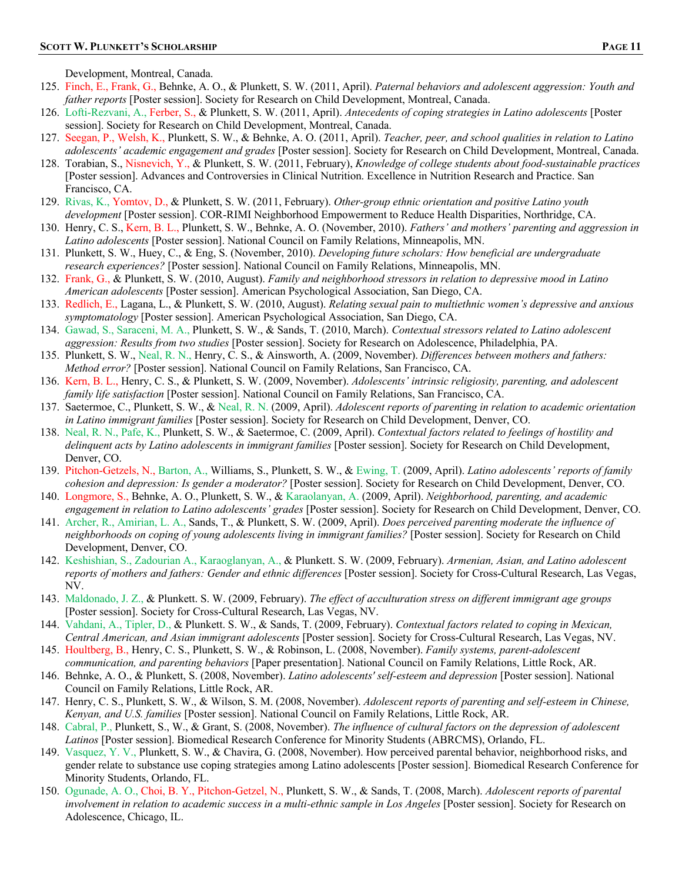Development, Montreal, Canada.

125. Finch, E., Frank, G., Behnke, A. O., & Plunkett, S. W. (2011, April). *Paternal behaviors and adolescent aggression: Youth and father reports* [Poster session]. Society for Research on Child Development, Montreal, Canada.
126. Lofti-Rezvani, A., Ferber, S., & Plunkett, S. W. (2011, April). *Antecedents of coping strategies in Latino adolescents* [Poster session]. Society for Research on Child Development, Montreal, Canada.
127. Seegan, P., Welsh, K., Plunkett, S. W., & Behnke, A. O. (2011, April). *Teacher, peer, and school qualities in relation to Latino adolescents' academic engagement and grades* [Poster session]. Society for Research on Child Development, Montreal, Canada.
128. Torabian, S., Nisnevich, Y., & Plunkett, S. W. (2011, February), *Knowledge of college students about food-sustainable practices* [Poster session]. Advances and Controversies in Clinical Nutrition. Excellence in Nutrition Research and Practice. San Francisco, CA.
129. Rivas, K., Yomtov, D., & Plunkett, S. W. (2011, February). *Other-group ethnic orientation and positive Latino youth development* [Poster session]. COR-RIMI Neighborhood Empowerment to Reduce Health Disparities, Northridge, CA.
130. Henry, C. S., Kern, B. L., Plunkett, S. W., Behnke, A. O. (November, 2010). *Fathers' and mothers' parenting and aggression in Latino adolescents* [Poster session]. National Council on Family Relations, Minneapolis, MN.
131. Plunkett, S. W., Huey, C., & Eng, S. (November, 2010). *Developing future scholars: How beneficial are undergraduate research experiences?* [Poster session]. National Council on Family Relations, Minneapolis, MN.
132. Frank, G., & Plunkett, S. W. (2010, August). *Family and neighborhood stressors in relation to depressive mood in Latino American adolescents* [Poster session]. American Psychological Association, San Diego, CA.
133. Redlich, E., Lagana, L., & Plunkett, S. W. (2010, August). *Relating sexual pain to multiethnic women's depressive and anxious symptomatology* [Poster session]. American Psychological Association, San Diego, CA.
134. Gawad, S., Saraceni, M. A., Plunkett, S. W., & Sands, T. (2010, March). *Contextual stressors related to Latino adolescent aggression: Results from two studies* [Poster session]. Society for Research on Adolescence, Philadelphia, PA.
135. Plunkett, S. W., Neal, R. N., Henry, C. S., & Ainsworth, A. (2009, November). *Differences between mothers and fathers: Method error?* [Poster session]. National Council on Family Relations, San Francisco, CA.
136. Kern, B. L., Henry, C. S., & Plunkett, S. W. (2009, November). *Adolescents' intrinsic religiosity, parenting, and adolescent family life satisfaction* [Poster session]. National Council on Family Relations, San Francisco, CA.
137. Saetermoe, C., Plunkett, S. W., & Neal, R. N. (2009, April). *Adolescent reports of parenting in relation to academic orientation in Latino immigrant families* [Poster session]. Society for Research on Child Development, Denver, CO.
138. Neal, R. N., Pafe, K., Plunkett, S. W., & Saetermoe, C. (2009, April). *Contextual factors related to feelings of hostility and delinquent acts by Latino adolescents in immigrant families* [Poster session]. Society for Research on Child Development, Denver, CO.
139. Pitchon-Getzels, N., Barton, A., Williams, S., Plunkett, S. W., & Ewing, T. (2009, April). *Latino adolescents' reports of family cohesion and depression: Is gender a moderator?* [Poster session]. Society for Research on Child Development, Denver, CO.
140. Longmore, S., Behnke, A. O., Plunkett, S. W., & Karaolanyan, A. (2009, April). *Neighborhood, parenting, and academic engagement in relation to Latino adolescents' grades* [Poster session]. Society for Research on Child Development, Denver, CO.
141. Archer, R., Amirian, L. A., Sands, T., & Plunkett, S. W. (2009, April). *Does perceived parenting moderate the influence of neighborhoods on coping of young adolescents living in immigrant families?* [Poster session]. Society for Research on Child Development, Denver, CO.
142. Keshishian, S., Zadourian A., Karaoglanyan, A., & Plunkett. S. W. (2009, February). *Armenian, Asian, and Latino adolescent reports of mothers and fathers: Gender and ethnic differences* [Poster session]. Society for Cross-Cultural Research, Las Vegas, NV.
143. Maldonado, J. Z., & Plunkett. S. W. (2009, February). *The effect of acculturation stress on different immigrant age groups* [Poster session]. Society for Cross-Cultural Research, Las Vegas, NV.
144. Vahdani, A., Tipler, D., & Plunkett. S. W., & Sands, T. (2009, February). *Contextual factors related to coping in Mexican, Central American, and Asian immigrant adolescents* [Poster session]. Society for Cross-Cultural Research, Las Vegas, NV.
145. Houltberg, B., Henry, C. S., Plunkett, S. W., & Robinson, L. (2008, November). *Family systems, parent-adolescent communication, and parenting behaviors* [Paper presentation]. National Council on Family Relations, Little Rock, AR.
146. Behnke, A. O., & Plunkett, S. (2008, November). *Latino adolescents' self-esteem and depression* [Poster session]. National Council on Family Relations, Little Rock, AR.
147. Henry, C. S., Plunkett, S. W., & Wilson, S. M. (2008, November). *Adolescent reports of parenting and self-esteem in Chinese, Kenyan, and U.S. families* [Poster session]. National Council on Family Relations, Little Rock, AR.
148. Cabral, P., Plunkett, S., W., & Grant, S. (2008, November). *The influence of cultural factors on the depression of adolescent Latinos* [Poster session]. Biomedical Research Conference for Minority Students (ABRCMS), Orlando, FL.
149. Vasquez, Y. V., Plunkett, S. W., & Chavira, G. (2008, November). How perceived parental behavior, neighborhood risks, and gender relate to substance use coping strategies among Latino adolescents [Poster session]. Biomedical Research Conference for Minority Students, Orlando, FL.
150. Ogunade, A. O., Choi, B. Y., Pitchon-Getzel, N., Plunkett, S. W., & Sands, T. (2008, March). *Adolescent reports of parental involvement in relation to academic success in a multi-ethnic sample in Los Angeles* [Poster session]. Society for Research on Adolescence, Chicago, IL.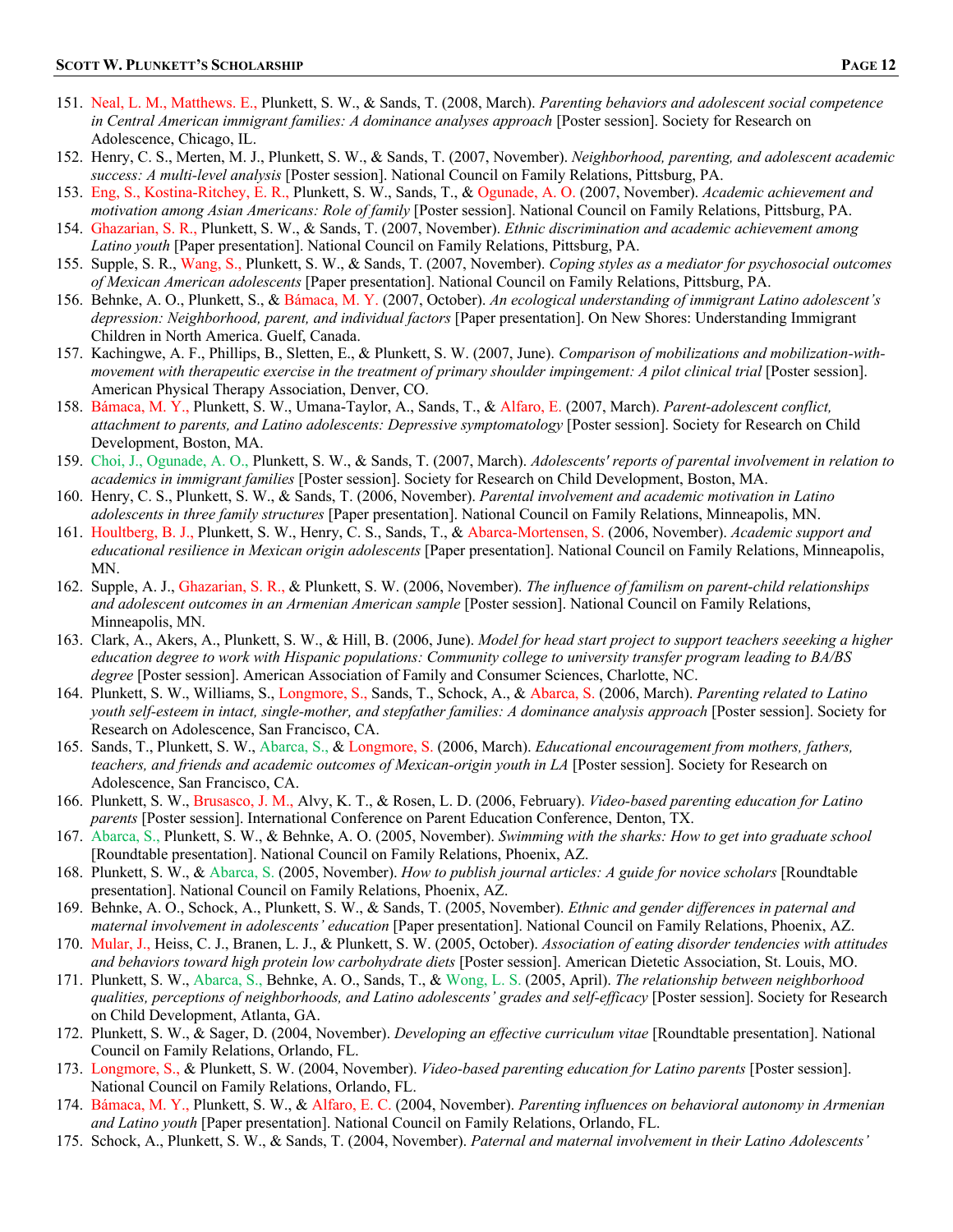151. Neal, L. M., Matthews. E., Plunkett, S. W., & Sands, T. (2008, March). *Parenting behaviors and adolescent social competence in Central American immigrant families: A dominance analyses approach* [Poster session]. Society for Research on Adolescence, Chicago, IL.
152. Henry, C. S., Merten, M. J., Plunkett, S. W., & Sands, T. (2007, November). *Neighborhood, parenting, and adolescent academic success: A multi-level analysis* [Poster session]. National Council on Family Relations, Pittsburg, PA.
153. Eng, S., Kostina-Ritchey, E. R., Plunkett, S. W., Sands, T., & Ogunade, A. O. (2007, November). *Academic achievement and motivation among Asian Americans: Role of family* [Poster session]. National Council on Family Relations, Pittsburg, PA.
154. Ghazarian, S. R., Plunkett, S. W., & Sands, T. (2007, November). *Ethnic discrimination and academic achievement among Latino youth* [Paper presentation]. National Council on Family Relations, Pittsburg, PA.
155. Supple, S. R., Wang, S., Plunkett, S. W., & Sands, T. (2007, November). *Coping styles as a mediator for psychosocial outcomes of Mexican American adolescents* [Paper presentation]. National Council on Family Relations, Pittsburg, PA.
156. Behnke, A. O., Plunkett, S., & Bámaca, M. Y. (2007, October). *An ecological understanding of immigrant Latino adolescent's depression: Neighborhood, parent, and individual factors* [Paper presentation]. On New Shores: Understanding Immigrant Children in North America. Guelf, Canada.
157. Kachingwe, A. F., Phillips, B., Sletten, E., & Plunkett, S. W. (2007, June). *Comparison of mobilizations and mobilization-with-movement with therapeutic exercise in the treatment of primary shoulder impingement: A pilot clinical trial* [Poster session]. American Physical Therapy Association, Denver, CO.
158. Bámaca, M. Y., Plunkett, S. W., Umana-Taylor, A., Sands, T., & Alfaro, E. (2007, March). *Parent-adolescent conflict, attachment to parents, and Latino adolescents: Depressive symptomatology* [Poster session]. Society for Research on Child Development, Boston, MA.
159. Choi, J., Ogunade, A. O., Plunkett, S. W., & Sands, T. (2007, March). *Adolescents' reports of parental involvement in relation to academics in immigrant families* [Poster session]. Society for Research on Child Development, Boston, MA.
160. Henry, C. S., Plunkett, S. W., & Sands, T. (2006, November). *Parental involvement and academic motivation in Latino adolescents in three family structures* [Paper presentation]. National Council on Family Relations, Minneapolis, MN.
161. Houltberg, B. J., Plunkett, S. W., Henry, C. S., Sands, T., & Abarca-Mortensen, S. (2006, November). *Academic support and educational resilience in Mexican origin adolescents* [Paper presentation]. National Council on Family Relations, Minneapolis, MN.
162. Supple, A. J., Ghazarian, S. R., & Plunkett, S. W. (2006, November). *The influence of familism on parent-child relationships and adolescent outcomes in an Armenian American sample* [Poster session]. National Council on Family Relations, Minneapolis, MN.
163. Clark, A., Akers, A., Plunkett, S. W., & Hill, B. (2006, June). *Model for head start project to support teachers seeeking a higher education degree to work with Hispanic populations: Community college to university transfer program leading to BA/BS degree* [Poster session]. American Association of Family and Consumer Sciences, Charlotte, NC.
164. Plunkett, S. W., Williams, S., Longmore, S., Sands, T., Schock, A., & Abarca, S. (2006, March). *Parenting related to Latino youth self-esteem in intact, single-mother, and stepfather families: A dominance analysis approach* [Poster session]. Society for Research on Adolescence, San Francisco, CA.
165. Sands, T., Plunkett, S. W., Abarca, S., & Longmore, S. (2006, March). *Educational encouragement from mothers, fathers, teachers, and friends and academic outcomes of Mexican-origin youth in LA* [Poster session]. Society for Research on Adolescence, San Francisco, CA.
166. Plunkett, S. W., Brusasco, J. M., Alvy, K. T., & Rosen, L. D. (2006, February). *Video-based parenting education for Latino parents* [Poster session]. International Conference on Parent Education Conference, Denton, TX.
167. Abarca, S., Plunkett, S. W., & Behnke, A. O. (2005, November). *Swimming with the sharks: How to get into graduate school* [Roundtable presentation]. National Council on Family Relations, Phoenix, AZ.
168. Plunkett, S. W., & Abarca, S. (2005, November). *How to publish journal articles: A guide for novice scholars* [Roundtable presentation]. National Council on Family Relations, Phoenix, AZ.
169. Behnke, A. O., Schock, A., Plunkett, S. W., & Sands, T. (2005, November). *Ethnic and gender differences in paternal and maternal involvement in adolescents' education* [Paper presentation]. National Council on Family Relations, Phoenix, AZ.
170. Mular, J., Heiss, C. J., Branen, L. J., & Plunkett, S. W. (2005, October). *Association of eating disorder tendencies with attitudes and behaviors toward high protein low carbohydrate diets* [Poster session]. American Dietetic Association, St. Louis, MO.
171. Plunkett, S. W., Abarca, S., Behnke, A. O., Sands, T., & Wong, L. S. (2005, April). *The relationship between neighborhood qualities, perceptions of neighborhoods, and Latino adolescents' grades and self-efficacy* [Poster session]. Society for Research on Child Development, Atlanta, GA.
172. Plunkett, S. W., & Sager, D. (2004, November). *Developing an effective curriculum vitae* [Roundtable presentation]. National Council on Family Relations, Orlando, FL.
173. Longmore, S., & Plunkett, S. W. (2004, November). *Video-based parenting education for Latino parents* [Poster session]. National Council on Family Relations, Orlando, FL.
174. Bámaca, M. Y., Plunkett, S. W., & Alfaro, E. C. (2004, November). *Parenting influences on behavioral autonomy in Armenian and Latino youth* [Paper presentation]. National Council on Family Relations, Orlando, FL.
175. Schock, A., Plunkett, S. W., & Sands, T. (2004, November). *Paternal and maternal involvement in their Latino Adolescents'*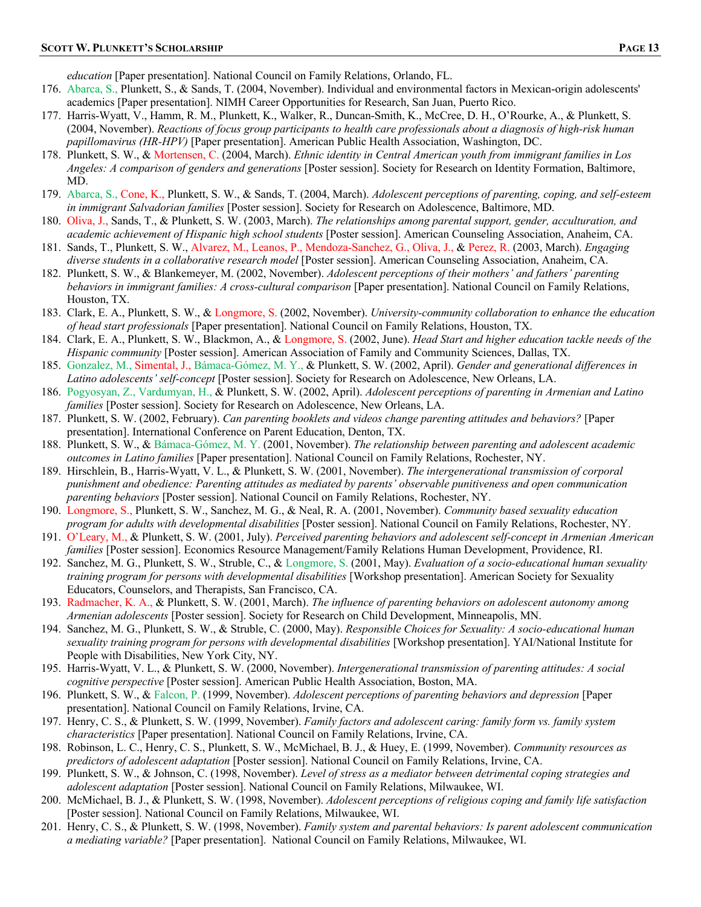*education* [Paper presentation]. National Council on Family Relations, Orlando, FL.

176. Abarca, S., Plunkett, S., & Sands, T. (2004, November). Individual and environmental factors in Mexican-origin adolescents' academics [Paper presentation]. NIMH Career Opportunities for Research, San Juan, Puerto Rico.
177. Harris-Wyatt, V., Hamm, R. M., Plunkett, K., Walker, R., Duncan-Smith, K., McCree, D. H., O'Rourke, A., & Plunkett, S. (2004, November). *Reactions of focus group participants to health care professionals about a diagnosis of high-risk human papillomavirus (HR-HPV)* [Paper presentation]. American Public Health Association, Washington, DC.
178. Plunkett, S. W., & Mortensen, C. (2004, March). *Ethnic identity in Central American youth from immigrant families in Los Angeles: A comparison of genders and generations* [Poster session]. Society for Research on Identity Formation, Baltimore, MD.
179. Abarca, S., Cone, K., Plunkett, S. W., & Sands, T. (2004, March). *Adolescent perceptions of parenting, coping, and self-esteem in immigrant Salvadorian families* [Poster session]. Society for Research on Adolescence, Baltimore, MD.
180. Oliva, J., Sands, T., & Plunkett, S. W. (2003, March). *The relationships among parental support, gender, acculturation, and academic achievement of Hispanic high school students* [Poster session]. American Counseling Association, Anaheim, CA.
181. Sands, T., Plunkett, S. W., Alvarez, M., Leanos, P., Mendoza-Sanchez, G., Oliva, J., & Perez, R. (2003, March). *Engaging diverse students in a collaborative research model* [Poster session]. American Counseling Association, Anaheim, CA.
182. Plunkett, S. W., & Blankemeyer, M. (2002, November). *Adolescent perceptions of their mothers' and fathers' parenting behaviors in immigrant families: A cross-cultural comparison* [Paper presentation]. National Council on Family Relations, Houston, TX.
183. Clark, E. A., Plunkett, S. W., & Longmore, S. (2002, November). *University-community collaboration to enhance the education of head start professionals* [Paper presentation]. National Council on Family Relations, Houston, TX.
184. Clark, E. A., Plunkett, S. W., Blackmon, A., & Longmore, S. (2002, June). *Head Start and higher education tackle needs of the Hispanic community* [Poster session]. American Association of Family and Community Sciences, Dallas, TX.
185. Gonzalez, M., Simental, J., Bámaca-Gómez, M. Y., & Plunkett, S. W. (2002, April). *Gender and generational differences in Latino adolescents' self-concept* [Poster session]. Society for Research on Adolescence, New Orleans, LA.
186. Pogyosyan, Z., Vardumyan, H., & Plunkett, S. W. (2002, April). *Adolescent perceptions of parenting in Armenian and Latino families* [Poster session]. Society for Research on Adolescence, New Orleans, LA.
187. Plunkett, S. W. (2002, February). *Can parenting booklets and videos change parenting attitudes and behaviors?* [Paper presentation]. International Conference on Parent Education, Denton, TX.
188. Plunkett, S. W., & Bámaca-Gómez, M. Y. (2001, November). *The relationship between parenting and adolescent academic outcomes in Latino families* [Paper presentation]. National Council on Family Relations, Rochester, NY.
189. Hirschlein, B., Harris-Wyatt, V. L., & Plunkett, S. W. (2001, November). *The intergenerational transmission of corporal punishment and obedience: Parenting attitudes as mediated by parents' observable punitiveness and open communication parenting behaviors* [Poster session]. National Council on Family Relations, Rochester, NY.
190. Longmore, S., Plunkett, S. W., Sanchez, M. G., & Neal, R. A. (2001, November). *Community based sexuality education program for adults with developmental disabilities* [Poster session]. National Council on Family Relations, Rochester, NY.
191. O'Leary, M., & Plunkett, S. W. (2001, July). *Perceived parenting behaviors and adolescent self-concept in Armenian American families* [Poster session]. Economics Resource Management/Family Relations Human Development, Providence, RI.
192. Sanchez, M. G., Plunkett, S. W., Struble, C., & Longmore, S. (2001, May). *Evaluation of a socio-educational human sexuality training program for persons with developmental disabilities* [Workshop presentation]. American Society for Sexuality Educators, Counselors, and Therapists, San Francisco, CA.
193. Radmacher, K. A., & Plunkett, S. W. (2001, March). *The influence of parenting behaviors on adolescent autonomy among Armenian adolescents* [Poster session]. Society for Research on Child Development, Minneapolis, MN.
194. Sanchez, M. G., Plunkett, S. W., & Struble, C. (2000, May). *Responsible Choices for Sexuality: A socio-educational human sexuality training program for persons with developmental disabilities* [Workshop presentation]. YAI/National Institute for People with Disabilities, New York City, NY.
195. Harris-Wyatt, V. L., & Plunkett, S. W. (2000, November). *Intergenerational transmission of parenting attitudes: A social cognitive perspective* [Poster session]. American Public Health Association, Boston, MA.
196. Plunkett, S. W., & Falcon, P. (1999, November). *Adolescent perceptions of parenting behaviors and depression* [Paper presentation]. National Council on Family Relations, Irvine, CA.
197. Henry, C. S., & Plunkett, S. W. (1999, November). *Family factors and adolescent caring: family form vs. family system characteristics* [Paper presentation]. National Council on Family Relations, Irvine, CA.
198. Robinson, L. C., Henry, C. S., Plunkett, S. W., McMichael, B. J., & Huey, E. (1999, November). *Community resources as predictors of adolescent adaptation* [Poster session]. National Council on Family Relations, Irvine, CA.
199. Plunkett, S. W., & Johnson, C. (1998, November). *Level of stress as a mediator between detrimental coping strategies and adolescent adaptation* [Poster session]. National Council on Family Relations, Milwaukee, WI.
200. McMichael, B. J., & Plunkett, S. W. (1998, November). *Adolescent perceptions of religious coping and family life satisfaction* [Poster session]. National Council on Family Relations, Milwaukee, WI.
201. Henry, C. S., & Plunkett, S. W. (1998, November). *Family system and parental behaviors: Is parent adolescent communication a mediating variable?* [Paper presentation]. National Council on Family Relations, Milwaukee, WI.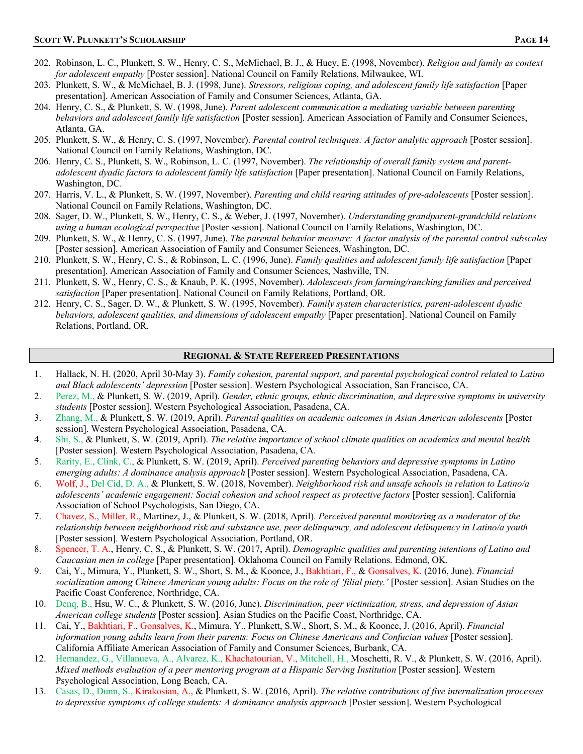202. Robinson, L. C., Plunkett, S. W., Henry, C. S., McMichael, B. J., & Huey, E. (1998, November). *Religion and family as context for adolescent empathy* [Poster session]. National Council on Family Relations, Milwaukee, WI.
203. Plunkett, S. W., & McMichael, B. J. (1998, June). *Stressors, religious coping, and adolescent family life satisfaction* [Paper presentation]. American Association of Family and Consumer Sciences, Atlanta, GA.
204. Henry, C. S., & Plunkett, S. W. (1998, June). *Parent adolescent communication a mediating variable between parenting behaviors and adolescent family life satisfaction* [Poster session]. American Association of Family and Consumer Sciences, Atlanta, GA.
205. Plunkett, S. W., & Henry, C. S. (1997, November). *Parental control techniques: A factor analytic approach* [Poster session]. National Council on Family Relations, Washington, DC.
206. Henry, C. S., Plunkett, S. W., Robinson, L. C. (1997, November). *The relationship of overall family system and parent-adolescent dyadic factors to adolescent family life satisfaction* [Paper presentation]. National Council on Family Relations, Washington, DC.
207. Harris, V. L., & Plunkett, S. W. (1997, November). *Parenting and child rearing attitudes of pre-adolescents* [Poster session]. National Council on Family Relations, Washington, DC.
208. Sager, D. W., Plunkett, S. W., Henry, C. S., & Weber, J. (1997, November). *Understanding grandparent-grandchild relations using a human ecological perspective* [Poster session]. National Council on Family Relations, Washington, DC.
209. Plunkett, S. W., & Henry, C. S. (1997, June). *The parental behavior measure: A factor analysis of the parental control subscales* [Poster session]. American Association of Family and Consumer Sciences, Washington, DC.
210. Plunkett, S. W., Henry, C. S., & Robinson, L. C. (1996, June). *Family qualities and adolescent family life satisfaction* [Paper presentation]. American Association of Family and Consumer Sciences, Nashville, TN.
211. Plunkett, S. W., Henry, C. S., & Knaub, P. K. (1995, November). *Adolescents from farming/ranching families and perceived satisfaction* [Paper presentation]. National Council on Family Relations, Portland, OR.
212. Henry, C. S., Sager, D. W., & Plunkett, S. W. (1995, November). *Family system characteristics, parent-adolescent dyadic behaviors, adolescent qualities, and dimensions of adolescent empathy* [Paper presentation]. National Council on Family Relations, Portland, OR.

## Regional & State Refereed Presentations

1. Hallack, N. H. (2020, April 30-May 3). *Family cohesion, parental support, and parental psychological control related to Latino and Black adolescents' depression* [Poster session]. Western Psychological Association, San Francisco, CA.
2. Perez, M., & Plunkett, S. W. (2019, April). *Gender, ethnic groups, ethnic discrimination, and depressive symptoms in university students* [Poster session]. Western Psychological Association, Pasadena, CA.
3. Zhang, M., & Plunkett, S. W. (2019, April). *Parental qualities on academic outcomes in Asian American adolescents* [Poster session]. Western Psychological Association, Pasadena, CA.
4. Shi, S., & Plunkett, S. W. (2019, April). *The relative importance of school climate qualities on academics and mental health* [Poster session]. Western Psychological Association, Pasadena, CA.
5. Rarity, E., Clink, C., & Plunkett, S. W. (2019, April). *Perceived parenting behaviors and depressive symptoms in Latino emerging adults: A dominance analysis approach* [Poster session]. Western Psychological Association, Pasadena, CA.
6. Wolf, J., Del Cid, D. A., & Plunkett, S. W. (2018, November). *Neighborhood risk and unsafe schools in relation to Latino/a adolescents' academic engagement: Social cohesion and school respect as protective factors* [Poster session]. California Association of School Psychologists, San Diego, CA.
7. Chavez, S., Miller, R., Martinez, J., & Plunkett, S. W. (2018, April). *Perceived parental monitoring as a moderator of the relationship between neighborhood risk and substance use, peer delinquency, and adolescent delinquency in Latino/a youth* [Poster session]. Western Psychological Association, Portland, OR.
8. Spencer, T. A., Henry, C, S., & Plunkett, S. W. (2017, April). *Demographic qualities and parenting intentions of Latino and Caucasian men in college* [Paper presentation]. Oklahoma Council on Family Relations. Edmond, OK.
9. Cai, Y., Mimura, Y., Plunkett, S. W., Short, S. M., & Koonce, J., Bakhtiari, F., & Gonsalves, K. (2016, June). *Financial socialization among Chinese American young adults: Focus on the role of 'filial piety.'* [Poster session]. Asian Studies on the Pacific Coast Conference, Northridge, CA.
10. Denq, B., Hsu, W. C., & Plunkett, S. W. (2016, June). *Discrimination, peer victimization, stress, and depression of Asian American college students* [Poster session]. Asian Studies on the Pacific Coast, Northridge, CA.
11. Cai, Y., Bakhtiari, F., Gonsalves, K., Mimura, Y., Plunkett, S.W., Short, S. M., & Koonce, J. (2016, April). *Financial information young adults learn from their parents: Focus on Chinese Americans and Confucian values* [Poster session]. California Affiliate American Association of Family and Consumer Sciences, Burbank, CA.
12. Hernandez, G., Villanueva, A., Alvarez, K., Khachatourian, V., Mitchell, H., Moschetti, R. V., & Plunkett, S. W. (2016, April). *Mixed methods evaluation of a peer mentoring program at a Hispanic Serving Institution* [Poster session]. Western Psychological Association, Long Beach, CA.
13. Casas, D., Dunn, S., Kirakosian, A., & Plunkett, S. W. (2016, April). *The relative contributions of five internalization processes to depressive symptoms of college students: A dominance analysis approach* [Poster session]. Western Psychological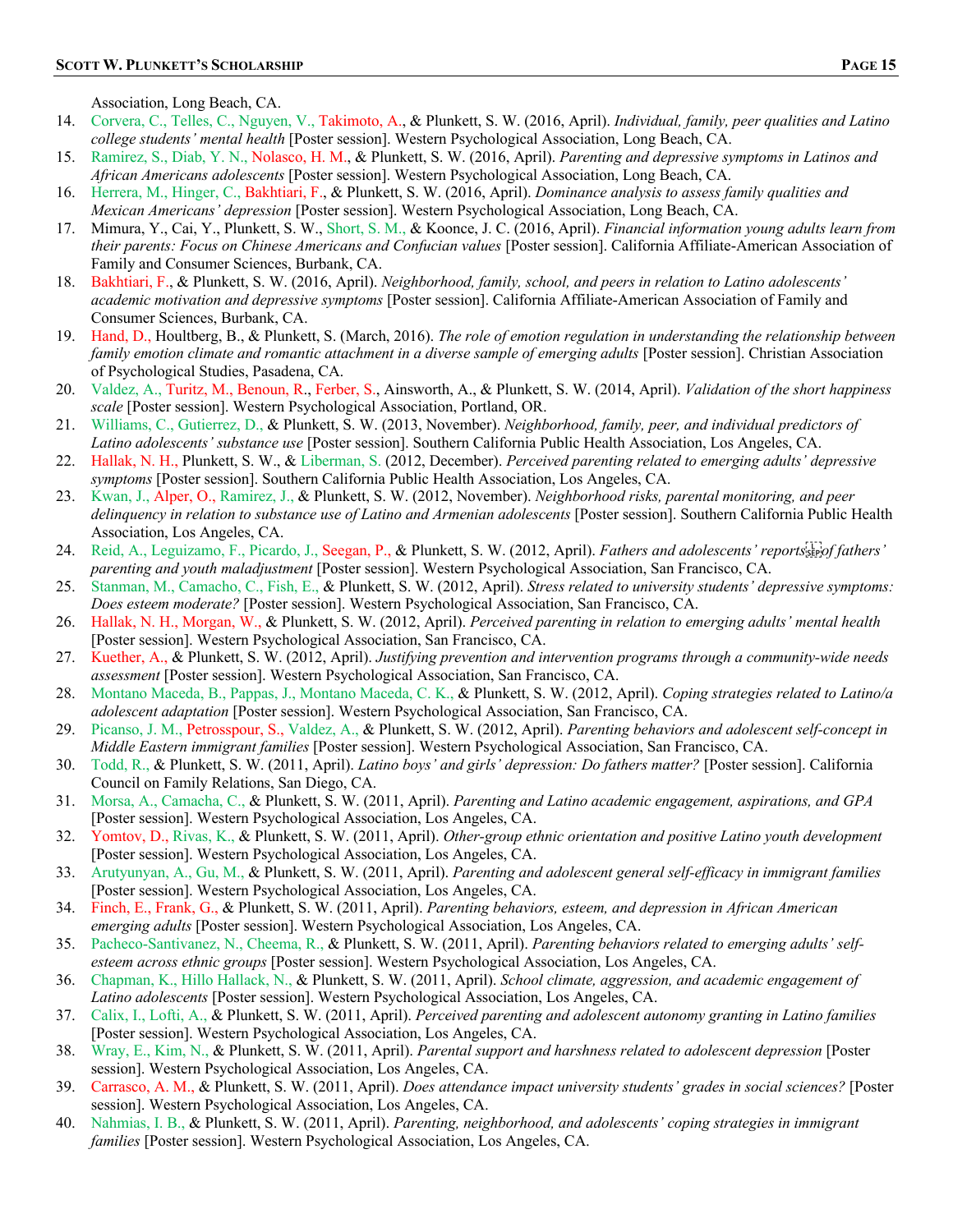Association, Long Beach, CA.

14. Corvera, C., Telles, C., Nguyen, V., Takimoto, A., & Plunkett, S. W. (2016, April). *Individual, family, peer qualities and Latino college students' mental health* [Poster session]. Western Psychological Association, Long Beach, CA.
15. Ramirez, S., Diab, Y. N., Nolasco, H. M., & Plunkett, S. W. (2016, April). *Parenting and depressive symptoms in Latinos and African Americans adolescents* [Poster session]. Western Psychological Association, Long Beach, CA.
16. Herrera, M., Hinger, C., Bakhtiari, F., & Plunkett, S. W. (2016, April). *Dominance analysis to assess family qualities and Mexican Americans' depression* [Poster session]. Western Psychological Association, Long Beach, CA.
17. Mimura, Y., Cai, Y., Plunkett, S. W., Short, S. M., & Koonce, J. C. (2016, April). *Financial information young adults learn from their parents: Focus on Chinese Americans and Confucian values* [Poster session]. California Affiliate-American Association of Family and Consumer Sciences, Burbank, CA.
18. Bakhtiari, F., & Plunkett, S. W. (2016, April). *Neighborhood, family, school, and peers in relation to Latino adolescents' academic motivation and depressive symptoms* [Poster session]. California Affiliate-American Association of Family and Consumer Sciences, Burbank, CA.
19. Hand, D., Houltberg, B., & Plunkett, S. (March, 2016). *The role of emotion regulation in understanding the relationship between family emotion climate and romantic attachment in a diverse sample of emerging adults* [Poster session]. Christian Association of Psychological Studies, Pasadena, CA.
20. Valdez, A., Turitz, M., Benoun, R., Ferber, S., Ainsworth, A., & Plunkett, S. W. (2014, April). *Validation of the short happiness scale* [Poster session]. Western Psychological Association, Portland, OR.
21. Williams, C., Gutierrez, D., & Plunkett, S. W. (2013, November). *Neighborhood, family, peer, and individual predictors of Latino adolescents' substance use* [Poster session]. Southern California Public Health Association, Los Angeles, CA.
22. Hallak, N. H., Plunkett, S. W., & Liberman, S. (2012, December). *Perceived parenting related to emerging adults' depressive symptoms* [Poster session]. Southern California Public Health Association, Los Angeles, CA.
23. Kwan, J., Alper, O., Ramirez, J., & Plunkett, S. W. (2012, November). *Neighborhood risks, parental monitoring, and peer delinquency in relation to substance use of Latino and Armenian adolescents* [Poster session]. Southern California Public Health Association, Los Angeles, CA.
24. Reid, A., Leguizamo, F., Picardo, J., Seegan, P., & Plunkett, S. W. (2012, April). *Fathers and adolescents' reports of fathers' parenting and youth maladjustment* [Poster session]. Western Psychological Association, San Francisco, CA.
25. Stanman, M., Camacho, C., Fish, E., & Plunkett, S. W. (2012, April). *Stress related to university students' depressive symptoms: Does esteem moderate?* [Poster session]. Western Psychological Association, San Francisco, CA.
26. Hallak, N. H., Morgan, W., & Plunkett, S. W. (2012, April). *Perceived parenting in relation to emerging adults' mental health* [Poster session]. Western Psychological Association, San Francisco, CA.
27. Kuether, A., & Plunkett, S. W. (2012, April). *Justifying prevention and intervention programs through a community-wide needs assessment* [Poster session]. Western Psychological Association, San Francisco, CA.
28. Montano Maceda, B., Pappas, J., Montano Maceda, C. K., & Plunkett, S. W. (2012, April). *Coping strategies related to Latino/a adolescent adaptation* [Poster session]. Western Psychological Association, San Francisco, CA.
29. Picanso, J. M., Petrosspour, S., Valdez, A., & Plunkett, S. W. (2012, April). *Parenting behaviors and adolescent self-concept in Middle Eastern immigrant families* [Poster session]. Western Psychological Association, San Francisco, CA.
30. Todd, R., & Plunkett, S. W. (2011, April). *Latino boys' and girls' depression: Do fathers matter?* [Poster session]. California Council on Family Relations, San Diego, CA.
31. Morsa, A., Camacha, C., & Plunkett, S. W. (2011, April). *Parenting and Latino academic engagement, aspirations, and GPA* [Poster session]. Western Psychological Association, Los Angeles, CA.
32. Yomtov, D., Rivas, K., & Plunkett, S. W. (2011, April). *Other-group ethnic orientation and positive Latino youth development* [Poster session]. Western Psychological Association, Los Angeles, CA.
33. Arutyunyan, A., Gu, M., & Plunkett, S. W. (2011, April). *Parenting and adolescent general self-efficacy in immigrant families* [Poster session]. Western Psychological Association, Los Angeles, CA.
34. Finch, E., Frank, G., & Plunkett, S. W. (2011, April). *Parenting behaviors, esteem, and depression in African American emerging adults* [Poster session]. Western Psychological Association, Los Angeles, CA.
35. Pacheco-Santivanez, N., Cheema, R., & Plunkett, S. W. (2011, April). *Parenting behaviors related to emerging adults' self-esteem across ethnic groups* [Poster session]. Western Psychological Association, Los Angeles, CA.
36. Chapman, K., Hillo Hallack, N., & Plunkett, S. W. (2011, April). *School climate, aggression, and academic engagement of Latino adolescents* [Poster session]. Western Psychological Association, Los Angeles, CA.
37. Calix, I., Lofti, A., & Plunkett, S. W. (2011, April). *Perceived parenting and adolescent autonomy granting in Latino families* [Poster session]. Western Psychological Association, Los Angeles, CA.
38. Wray, E., Kim, N., & Plunkett, S. W. (2011, April). *Parental support and harshness related to adolescent depression* [Poster session]. Western Psychological Association, Los Angeles, CA.
39. Carrasco, A. M., & Plunkett, S. W. (2011, April). *Does attendance impact university students' grades in social sciences?* [Poster session]. Western Psychological Association, Los Angeles, CA.
40. Nahmias, I. B., & Plunkett, S. W. (2011, April). *Parenting, neighborhood, and adolescents' coping strategies in immigrant families* [Poster session]. Western Psychological Association, Los Angeles, CA.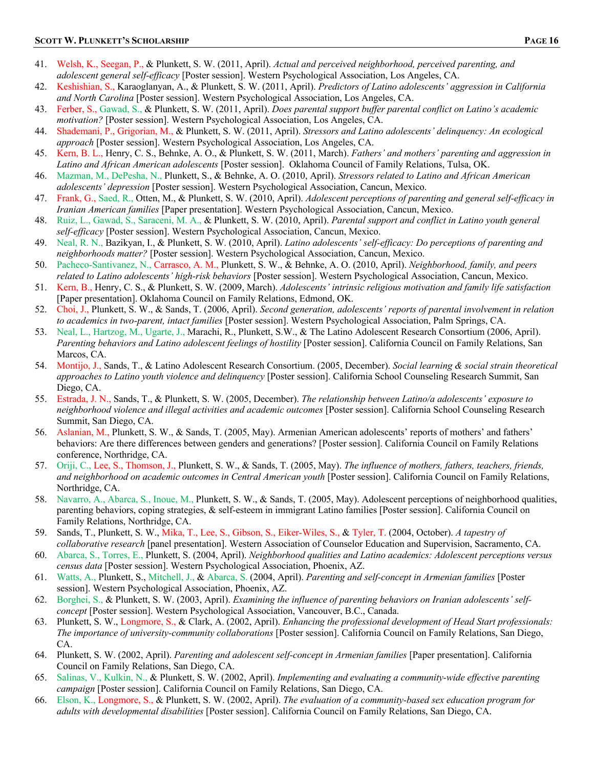41. Welsh, K., Seegan, P., & Plunkett, S. W. (2011, April). *Actual and perceived neighborhood, perceived parenting, and adolescent general self-efficacy* [Poster session]. Western Psychological Association, Los Angeles, CA.
42. Keshishian, S., Karaoglanyan, A., & Plunkett, S. W. (2011, April). *Predictors of Latino adolescents' aggression in California and North Carolina* [Poster session]. Western Psychological Association, Los Angeles, CA.
43. Ferber, S., Gawad, S., & Plunkett, S. W. (2011, April). *Does parental support buffer parental conflict on Latino's academic motivation?* [Poster session]. Western Psychological Association, Los Angeles, CA.
44. Shademani, P., Grigorian, M., & Plunkett, S. W. (2011, April). *Stressors and Latino adolescents' delinquency: An ecological approach* [Poster session]. Western Psychological Association, Los Angeles, CA.
45. Kern, B. L., Henry, C. S., Behnke, A. O., & Plunkett, S. W. (2011, March). *Fathers' and mothers' parenting and aggression in Latino and African American adolescents* [Poster session]. Oklahoma Council of Family Relations, Tulsa, OK.
46. Mazman, M., DePesha, N., Plunkett, S., & Behnke, A. O. (2010, April). *Stressors related to Latino and African American adolescents' depression* [Poster session]. Western Psychological Association, Cancun, Mexico.
47. Frank, G., Saed, R., Otten, M., & Plunkett, S. W. (2010, April). *Adolescent perceptions of parenting and general self-efficacy in Iranian American families* [Paper presentation]. Western Psychological Association, Cancun, Mexico.
48. Ruiz, L., Gawad, S., Saraceni, M. A., & Plunkett, S. W. (2010, April). *Parental support and conflict in Latino youth general self-efficacy* [Poster session]. Western Psychological Association, Cancun, Mexico.
49. Neal, R. N., Bazikyan, I., & Plunkett, S. W. (2010, April). *Latino adolescents' self-efficacy: Do perceptions of parenting and neighborhoods matter?* [Poster session]. Western Psychological Association, Cancun, Mexico.
50. Pacheco-Santivanez, N., Carrasco, A. M., Plunkett, S. W., & Behnke, A. O. (2010, April). *Neighborhood, family, and peers related to Latino adolescents' high-risk behaviors* [Poster session]. Western Psychological Association, Cancun, Mexico.
51. Kern, B., Henry, C. S., & Plunkett, S. W. (2009, March). *Adolescents' intrinsic religious motivation and family life satisfaction* [Paper presentation]. Oklahoma Council on Family Relations, Edmond, OK.
52. Choi, J., Plunkett, S. W., & Sands, T. (2006, April). *Second generation, adolescents' reports of parental involvement in relation to academics in two-parent, intact families* [Poster session]. Western Psychological Association, Palm Springs, CA.
53. Neal, L., Hartzog, M., Ugarte, J., Marachi, R., Plunkett, S.W., & The Latino Adolescent Research Consortium (2006, April). *Parenting behaviors and Latino adolescent feelings of hostility* [Poster session]. California Council on Family Relations, San Marcos, CA.
54. Montijo, J., Sands, T., & Latino Adolescent Research Consortium. (2005, December). *Social learning & social strain theoretical approaches to Latino youth violence and delinquency* [Poster session]. California School Counseling Research Summit, San Diego, CA.
55. Estrada, J. N., Sands, T., & Plunkett, S. W. (2005, December). *The relationship between Latino/a adolescents' exposure to neighborhood violence and illegal activities and academic outcomes* [Poster session]. California School Counseling Research Summit, San Diego, CA.
56. Aslanian, M., Plunkett, S. W., & Sands, T. (2005, May). Armenian American adolescents' reports of mothers' and fathers' behaviors: Are there differences between genders and generations? [Poster session]. California Council on Family Relations conference, Northridge, CA.
57. Oriji, C., Lee, S., Thomson, J., Plunkett, S. W., & Sands, T. (2005, May). *The influence of mothers, fathers, teachers, friends, and neighborhood on academic outcomes in Central American youth* [Poster session]. California Council on Family Relations, Northridge, CA.
58. Navarro, A., Abarca, S., Inoue, M., Plunkett, S. W., & Sands, T. (2005, May). Adolescent perceptions of neighborhood qualities, parenting behaviors, coping strategies, & self-esteem in immigrant Latino families [Poster session]. California Council on Family Relations, Northridge, CA.
59. Sands, T., Plunkett, S. W., Mika, T., Lee, S., Gibson, S., Eiker-Wiles, S., & Tyler, T. (2004, October). *A tapestry of collaborative research* [panel presentation]. Western Association of Counselor Education and Supervision, Sacramento, CA.
60. Abarca, S., Torres, E., Plunkett, S. (2004, April). *Neighborhood qualities and Latino academics: Adolescent perceptions versus census data* [Poster session]. Western Psychological Association, Phoenix, AZ.
61. Watts, A., Plunkett, S., Mitchell, J., & Abarca, S. (2004, April). *Parenting and self-concept in Armenian families* [Poster session]. Western Psychological Association, Phoenix, AZ.
62. Borghei, S., & Plunkett, S. W. (2003, April). *Examining the influence of parenting behaviors on Iranian adolescents' self-concept* [Poster session]. Western Psychological Association, Vancouver, B.C., Canada.
63. Plunkett, S. W., Longmore, S., & Clark, A. (2002, April). *Enhancing the professional development of Head Start professionals: The importance of university-community collaborations* [Poster session]. California Council on Family Relations, San Diego, CA.
64. Plunkett, S. W. (2002, April). *Parenting and adolescent self-concept in Armenian families* [Paper presentation]. California Council on Family Relations, San Diego, CA.
65. Salinas, V., Kulkin, N., & Plunkett, S. W. (2002, April). *Implementing and evaluating a community-wide effective parenting campaign* [Poster session]. California Council on Family Relations, San Diego, CA.
66. Elson, K., Longmore, S., & Plunkett, S. W. (2002, April). *The evaluation of a community-based sex education program for adults with developmental disabilities* [Poster session]. California Council on Family Relations, San Diego, CA.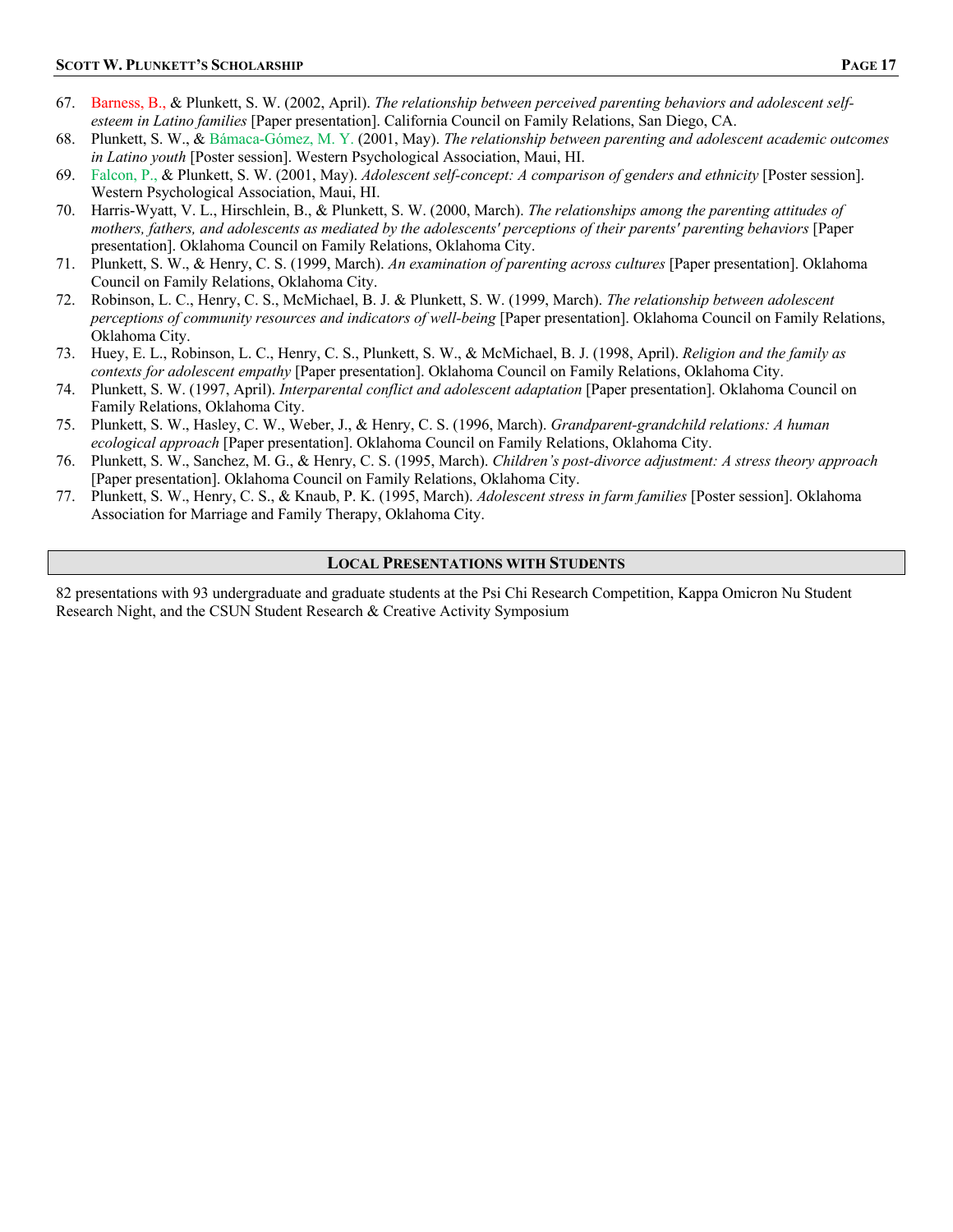67. Barness, B., & Plunkett, S. W. (2002, April). *The relationship between perceived parenting behaviors and adolescent self-esteem in Latino families* [Paper presentation]. California Council on Family Relations, San Diego, CA.
68. Plunkett, S. W., & Bámaca-Gómez, M. Y. (2001, May). *The relationship between parenting and adolescent academic outcomes in Latino youth* [Poster session]. Western Psychological Association, Maui, HI.
69. Falcon, P., & Plunkett, S. W. (2001, May). *Adolescent self-concept: A comparison of genders and ethnicity* [Poster session]. Western Psychological Association, Maui, HI.
70. Harris-Wyatt, V. L., Hirschlein, B., & Plunkett, S. W. (2000, March). *The relationships among the parenting attitudes of mothers, fathers, and adolescents as mediated by the adolescents' perceptions of their parents' parenting behaviors* [Paper presentation]. Oklahoma Council on Family Relations, Oklahoma City.
71. Plunkett, S. W., & Henry, C. S. (1999, March). *An examination of parenting across cultures* [Paper presentation]. Oklahoma Council on Family Relations, Oklahoma City.
72. Robinson, L. C., Henry, C. S., McMichael, B. J. & Plunkett, S. W. (1999, March). *The relationship between adolescent perceptions of community resources and indicators of well-being* [Paper presentation]. Oklahoma Council on Family Relations, Oklahoma City.
73. Huey, E. L., Robinson, L. C., Henry, C. S., Plunkett, S. W., & McMichael, B. J. (1998, April). *Religion and the family as contexts for adolescent empathy* [Paper presentation]. Oklahoma Council on Family Relations, Oklahoma City.
74. Plunkett, S. W. (1997, April). *Interparental conflict and adolescent adaptation* [Paper presentation]. Oklahoma Council on Family Relations, Oklahoma City.
75. Plunkett, S. W., Hasley, C. W., Weber, J., & Henry, C. S. (1996, March). *Grandparent-grandchild relations: A human ecological approach* [Paper presentation]. Oklahoma Council on Family Relations, Oklahoma City.
76. Plunkett, S. W., Sanchez, M. G., & Henry, C. S. (1995, March). *Children's post-divorce adjustment: A stress theory approach* [Paper presentation]. Oklahoma Council on Family Relations, Oklahoma City.
77. Plunkett, S. W., Henry, C. S., & Knaub, P. K. (1995, March). *Adolescent stress in farm families* [Poster session]. Oklahoma Association for Marriage and Family Therapy, Oklahoma City.

## LOCAL PRESENTATIONS WITH STUDENTS

82 presentations with 93 undergraduate and graduate students at the Psi Chi Research Competition, Kappa Omicron Nu Student Research Night, and the CSUN Student Research & Creative Activity Symposium